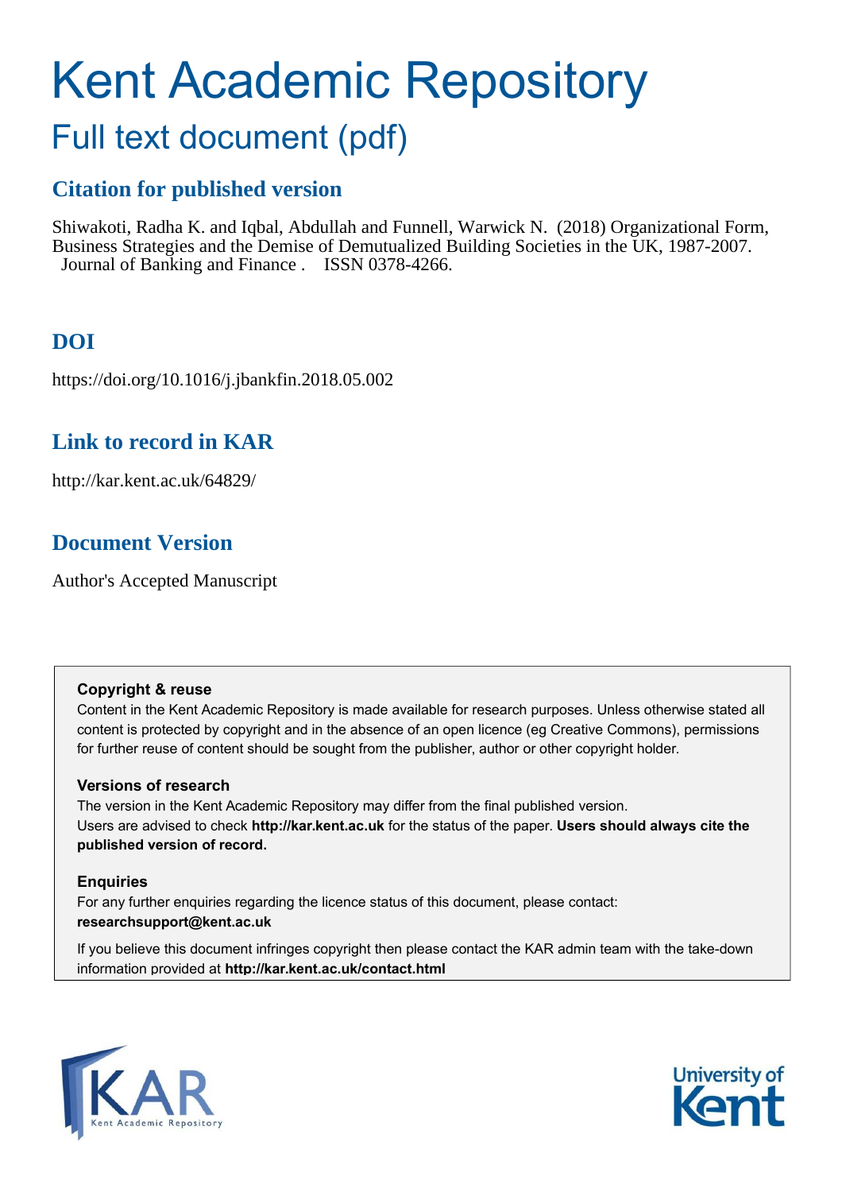# Kent Academic Repository

## Full text document (pdf)

### Citation for published version

Shiwakoti, Radha K. and Iqbal, Abdullah and Funnell, Warwick N. (2018) Organizational Form, Business Strategies and the Demise of Demutualized Building Societies in the UK, 1987-2007. Journal of Banking and Finance . ISSN 0378-4266.

### DOI

https://doi.org/10.1016/j.jbankfin.2018.05.002

### Link to record in KAR

http://kar.kent.ac.uk/64829/

### Document Version

Author's Accepted Manuscript

**Copyright & reuse**

Content in the Kent Academic Repository is made available for research purposes. Unless otherwise stated all content is protected by copyright and in the absence of an open licence (eg Creative Commons), permissions for further reuse of content should be sought from the publisher, author or other copyright holder.

**Versions of research**

The version in the Kent Academic Repository may differ from the final published version. Users are advised to check **http://kar.kent.ac.uk** for the status of the paper. **Users should always cite the published version of record.**

**Enquiries**

For any further enquiries regarding the licence status of this document, please contact: **researchsupport@kent.ac.uk**

If you believe this document infringes copyright then please contact the KAR admin team with the take-down information provided at **http://kar.kent.ac.uk/contact.html**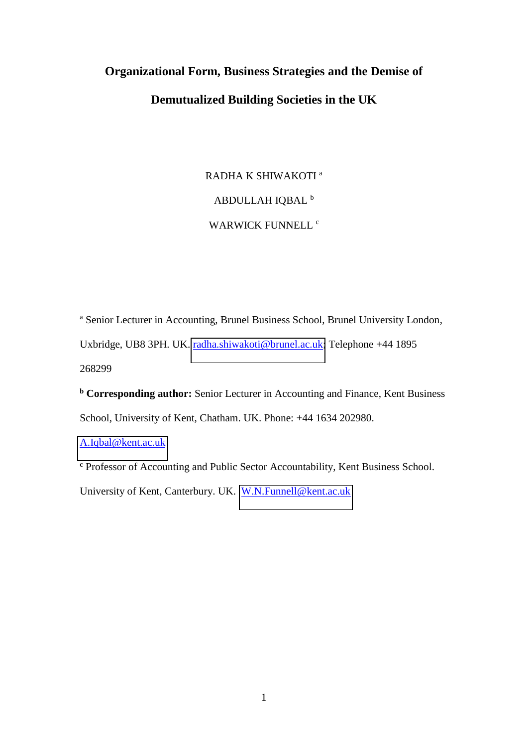# Organizational Form, Business Strategies and the Demise of Demutualized Building Societies in the UK

RADHA K SHIWAKOTI [a]

ABDULLAH IQBAL [b]

WARWICK FUNNELL [c]

[a] Senior Lecturer in Accounting, Brunel Business School, Brunel University London, Uxbridge, UB8 3PH. UK. radha.shiwakoti@brunel.ac.uk; Telephone +44 1895 268299

[b] **Corresponding author:** Senior Lecturer in Accounting and Finance, Kent Business School, University of Kent, Chatham. UK. Phone: +44 1634 202980. A.Iqbal@kent.ac.uk

[c] Professor of Accounting and Public Sector Accountability, Kent Business School. University of Kent, Canterbury. UK. W.N.Funnell@kent.ac.uk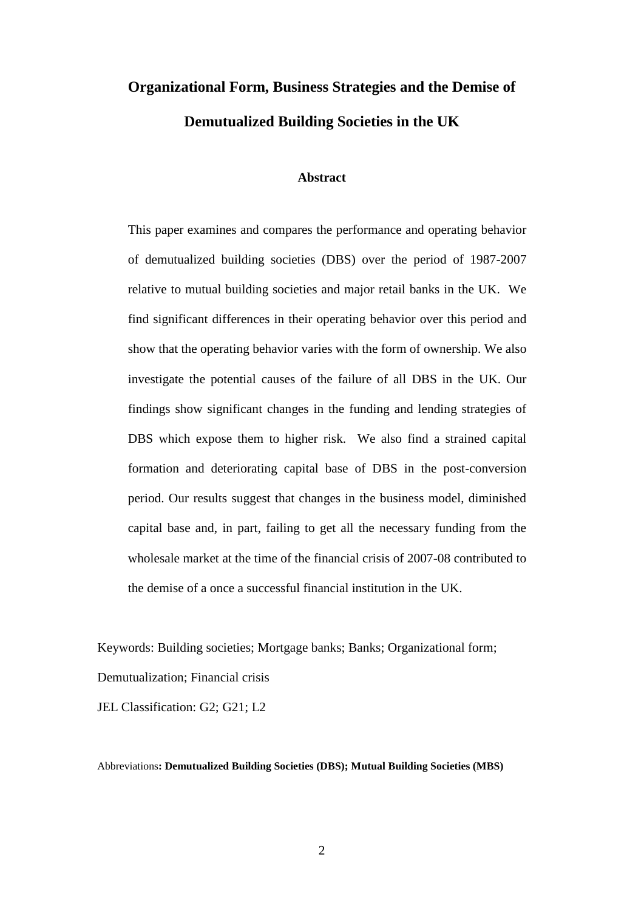# Organizational Form, Business Strategies and the Demise of Demutualized Building Societies in the UK

## Abstract

This paper examines and compares the performance and operating behavior of demutualized building societies (DBS) over the period of 1987-2007 relative to mutual building societies and major retail banks in the UK. We find significant differences in their operating behavior over this period and show that the operating behavior varies with the form of ownership. We also investigate the potential causes of the failure of all DBS in the UK. Our findings show significant changes in the funding and lending strategies of DBS which expose them to higher risk. We also find a strained capital formation and deteriorating capital base of DBS in the post-conversion period. Our results suggest that changes in the business model, diminished capital base and, in part, failing to get all the necessary funding from the wholesale market at the time of the financial crisis of 2007-08 contributed to the demise of a once a successful financial institution in the UK.

Keywords: Building societies; Mortgage banks; Banks; Organizational form; Demutualization; Financial crisis

JEL Classification: G2; G21; L2

Abbreviations**: Demutualized Building Societies (DBS); Mutual Building Societies (MBS)**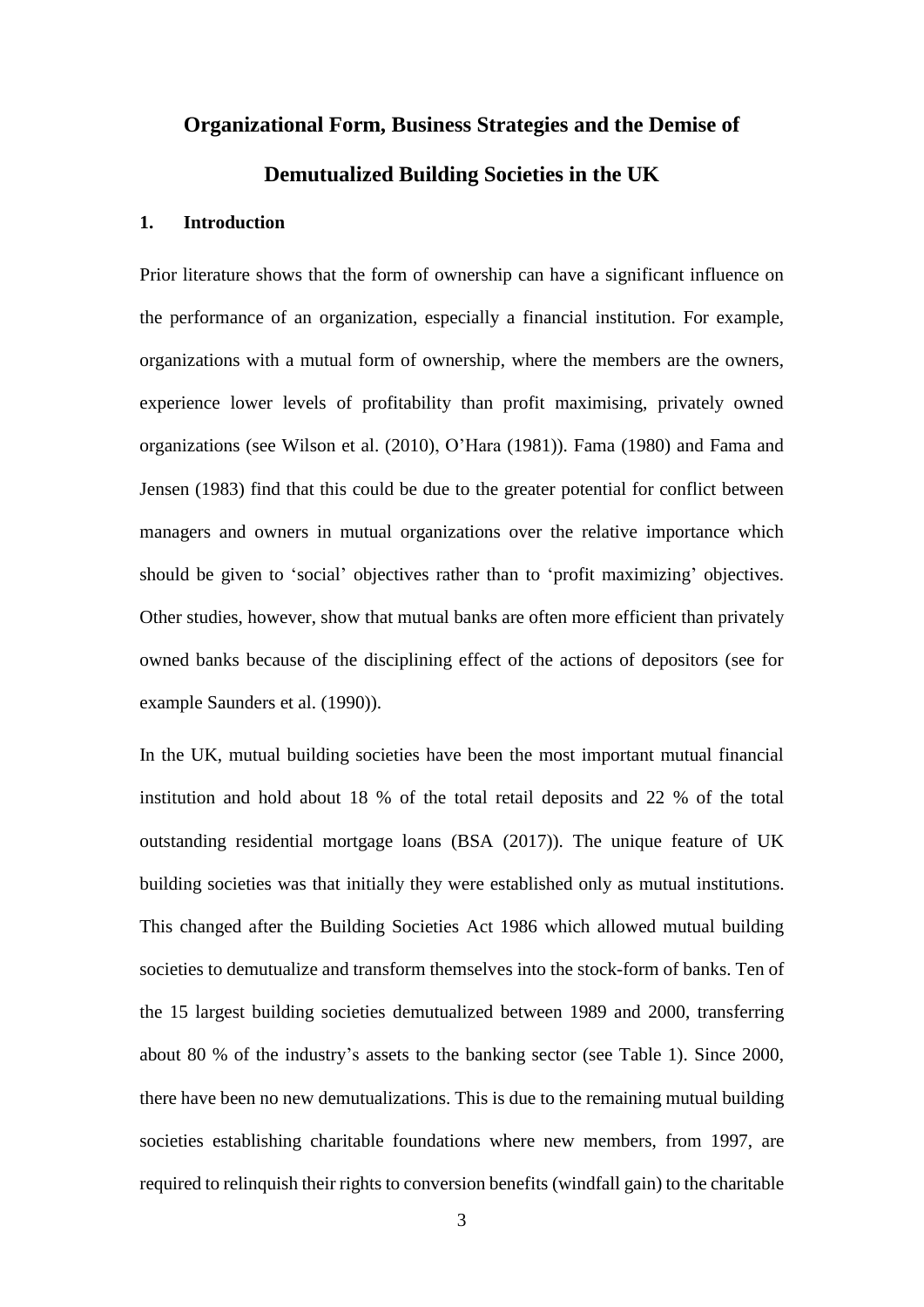# Organizational Form, Business Strategies and the Demise of Demutualized Building Societies in the UK

## 1. Introduction

Prior literature shows that the form of ownership can have a significant influence on the performance of an organization, especially a financial institution. For example, organizations with a mutual form of ownership, where the members are the owners, experience lower levels of profitability than profit maximising, privately owned organizations (see Wilson et al. (2010), O'Hara (1981)). Fama (1980) and Fama and Jensen (1983) find that this could be due to the greater potential for conflict between managers and owners in mutual organizations over the relative importance which should be given to 'social' objectives rather than to 'profit maximizing' objectives. Other studies, however, show that mutual banks are often more efficient than privately owned banks because of the disciplining effect of the actions of depositors (see for example Saunders et al. (1990)).

In the UK, mutual building societies have been the most important mutual financial institution and hold about 18 % of the total retail deposits and 22 % of the total outstanding residential mortgage loans (BSA (2017)). The unique feature of UK building societies was that initially they were established only as mutual institutions. This changed after the Building Societies Act 1986 which allowed mutual building societies to demutualize and transform themselves into the stock-form of banks. Ten of the 15 largest building societies demutualized between 1989 and 2000, transferring about 80 % of the industry's assets to the banking sector (see Table 1). Since 2000, there have been no new demutualizations. This is due to the remaining mutual building societies establishing charitable foundations where new members, from 1997, are required to relinquish their rights to conversion benefits (windfall gain) to the charitable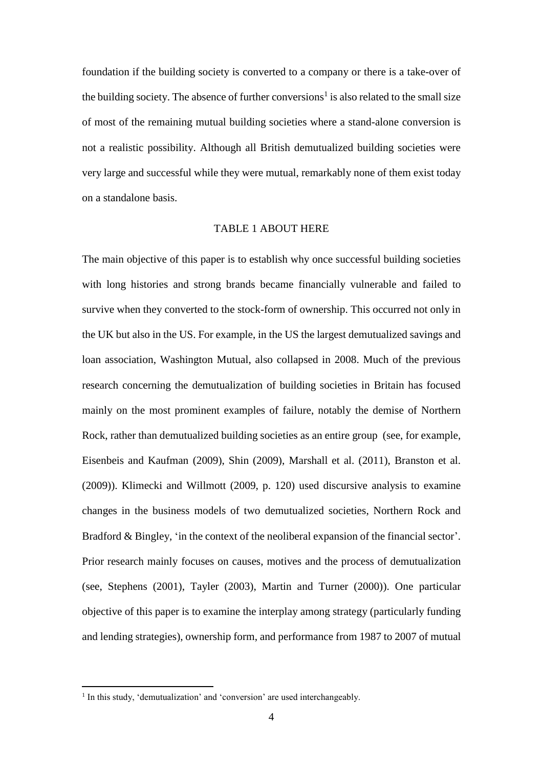foundation if the building society is converted to a company or there is a take-over of the building society. The absence of further conversions[1] is also related to the small size of most of the remaining mutual building societies where a stand-alone conversion is not a realistic possibility. Although all British demutualized building societies were very large and successful while they were mutual, remarkably none of them exist today on a standalone basis.

TABLE 1 ABOUT HERE

The main objective of this paper is to establish why once successful building societies with long histories and strong brands became financially vulnerable and failed to survive when they converted to the stock-form of ownership. This occurred not only in the UK but also in the US. For example, in the US the largest demutualized savings and loan association, Washington Mutual, also collapsed in 2008. Much of the previous research concerning the demutualization of building societies in Britain has focused mainly on the most prominent examples of failure, notably the demise of Northern Rock, rather than demutualized building societies as an entire group (see, for example, Eisenbeis and Kaufman (2009), Shin (2009), Marshall et al. (2011), Branston et al. (2009)). Klimecki and Willmott (2009, p. 120) used discursive analysis to examine changes in the business models of two demutualized societies, Northern Rock and Bradford & Bingley, 'in the context of the neoliberal expansion of the financial sector'. Prior research mainly focuses on causes, motives and the process of demutualization (see, Stephens (2001), Tayler (2003), Martin and Turner (2000)). One particular objective of this paper is to examine the interplay among strategy (particularly funding and lending strategies), ownership form, and performance from 1987 to 2007 of mutual

[1] In this study, 'demutualization' and 'conversion' are used interchangeably.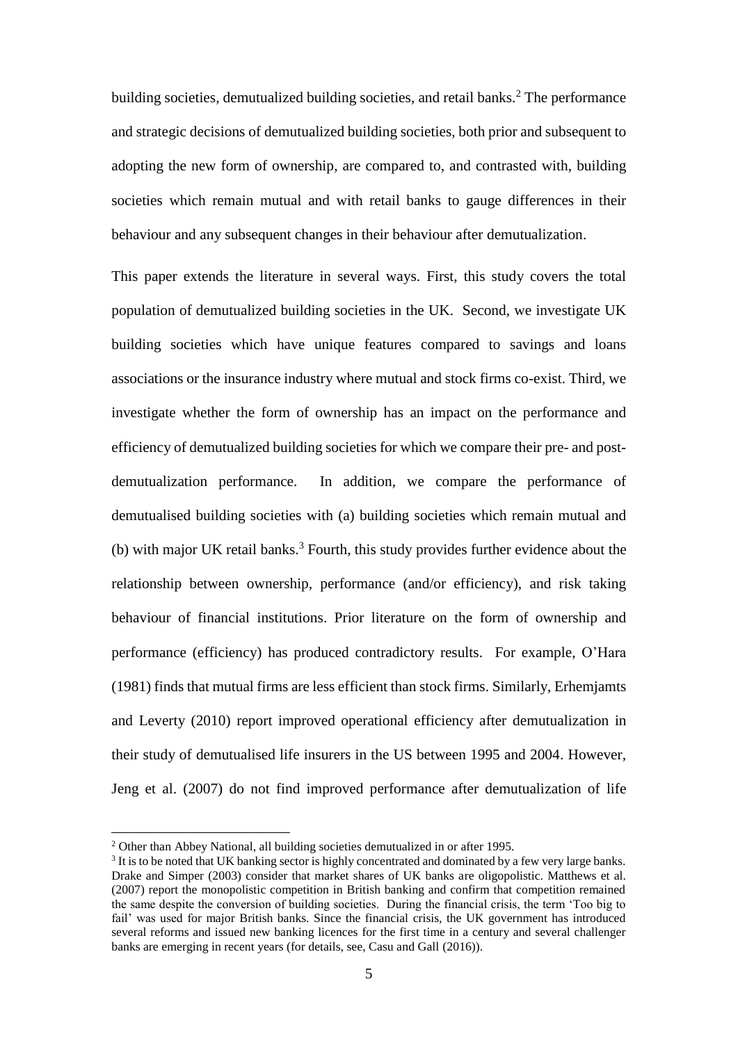building societies, demutualized building societies, and retail banks.[2] The performance and strategic decisions of demutualized building societies, both prior and subsequent to adopting the new form of ownership, are compared to, and contrasted with, building societies which remain mutual and with retail banks to gauge differences in their behaviour and any subsequent changes in their behaviour after demutualization.

This paper extends the literature in several ways. First, this study covers the total population of demutualized building societies in the UK. Second, we investigate UK building societies which have unique features compared to savings and loans associations or the insurance industry where mutual and stock firms co-exist. Third, we investigate whether the form of ownership has an impact on the performance and efficiency of demutualized building societies for which we compare their pre- and post-demutualization performance. In addition, we compare the performance of demutualised building societies with (a) building societies which remain mutual and (b) with major UK retail banks.[3] Fourth, this study provides further evidence about the relationship between ownership, performance (and/or efficiency), and risk taking behaviour of financial institutions. Prior literature on the form of ownership and performance (efficiency) has produced contradictory results. For example, O'Hara (1981) finds that mutual firms are less efficient than stock firms. Similarly, Erhemjamts and Leverty (2010) report improved operational efficiency after demutualization in their study of demutualised life insurers in the US between 1995 and 2004. However, Jeng et al. (2007) do not find improved performance after demutualization of life

---

[2] Other than Abbey National, all building societies demutualized in or after 1995.

[3] It is to be noted that UK banking sector is highly concentrated and dominated by a few very large banks. Drake and Simper (2003) consider that market shares of UK banks are oligopolistic. Matthews et al. (2007) report the monopolistic competition in British banking and confirm that competition remained the same despite the conversion of building societies. During the financial crisis, the term 'Too big to fail' was used for major British banks. Since the financial crisis, the UK government has introduced several reforms and issued new banking licences for the first time in a century and several challenger banks are emerging in recent years (for details, see, Casu and Gall (2016)).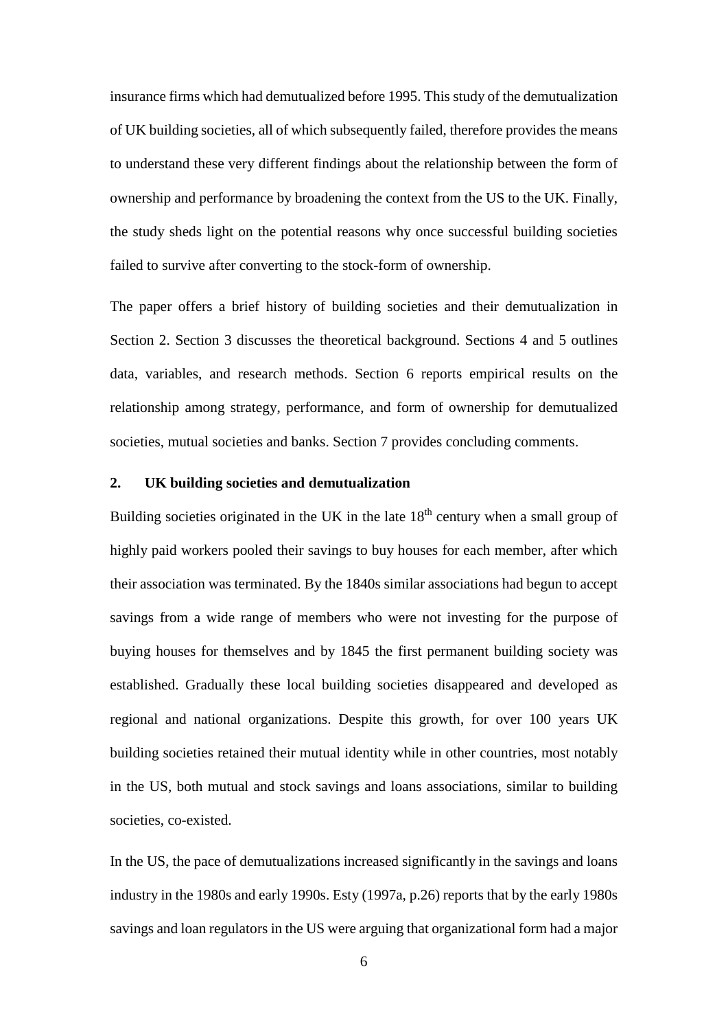insurance firms which had demutualized before 1995. This study of the demutualization of UK building societies, all of which subsequently failed, therefore provides the means to understand these very different findings about the relationship between the form of ownership and performance by broadening the context from the US to the UK. Finally, the study sheds light on the potential reasons why once successful building societies failed to survive after converting to the stock-form of ownership.

The paper offers a brief history of building societies and their demutualization in Section 2. Section 3 discusses the theoretical background. Sections 4 and 5 outlines data, variables, and research methods. Section 6 reports empirical results on the relationship among strategy, performance, and form of ownership for demutualized societies, mutual societies and banks. Section 7 provides concluding comments.

## 2. UK building societies and demutualization

Building societies originated in the UK in the late 18th century when a small group of highly paid workers pooled their savings to buy houses for each member, after which their association was terminated. By the 1840s similar associations had begun to accept savings from a wide range of members who were not investing for the purpose of buying houses for themselves and by 1845 the first permanent building society was established. Gradually these local building societies disappeared and developed as regional and national organizations. Despite this growth, for over 100 years UK building societies retained their mutual identity while in other countries, most notably in the US, both mutual and stock savings and loans associations, similar to building societies, co-existed.

In the US, the pace of demutualizations increased significantly in the savings and loans industry in the 1980s and early 1990s. Esty (1997a, p.26) reports that by the early 1980s savings and loan regulators in the US were arguing that organizational form had a major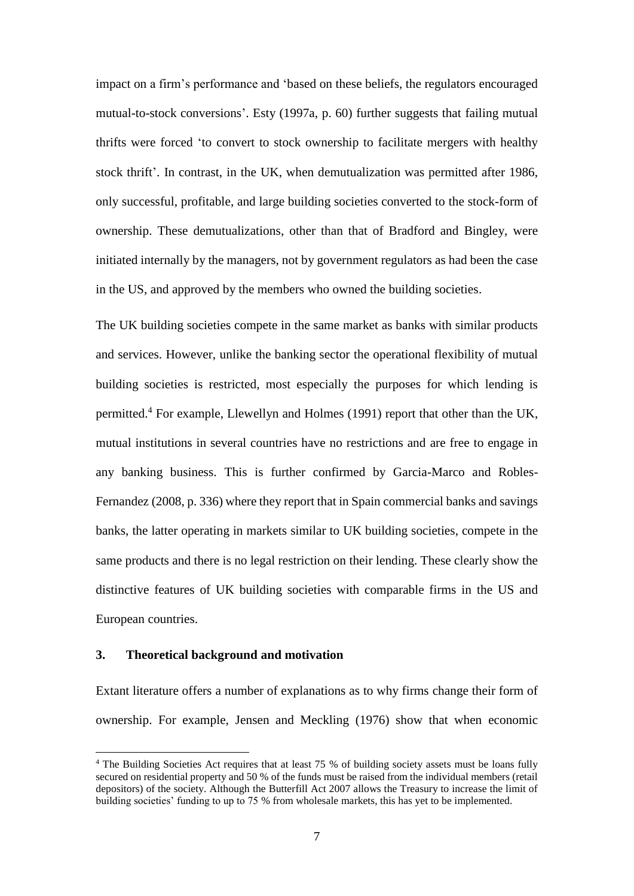impact on a firm's performance and 'based on these beliefs, the regulators encouraged mutual-to-stock conversions'. Esty (1997a, p. 60) further suggests that failing mutual thrifts were forced 'to convert to stock ownership to facilitate mergers with healthy stock thrift'. In contrast, in the UK, when demutualization was permitted after 1986, only successful, profitable, and large building societies converted to the stock-form of ownership. These demutualizations, other than that of Bradford and Bingley, were initiated internally by the managers, not by government regulators as had been the case in the US, and approved by the members who owned the building societies.

The UK building societies compete in the same market as banks with similar products and services. However, unlike the banking sector the operational flexibility of mutual building societies is restricted, most especially the purposes for which lending is permitted.[4] For example, Llewellyn and Holmes (1991) report that other than the UK, mutual institutions in several countries have no restrictions and are free to engage in any banking business. This is further confirmed by Garcia-Marco and Robles-Fernandez (2008, p. 336) where they report that in Spain commercial banks and savings banks, the latter operating in markets similar to UK building societies, compete in the same products and there is no legal restriction on their lending. These clearly show the distinctive features of UK building societies with comparable firms in the US and European countries.

## 3. Theoretical background and motivation

Extant literature offers a number of explanations as to why firms change their form of ownership. For example, Jensen and Meckling (1976) show that when economic

[4] The Building Societies Act requires that at least 75 % of building society assets must be loans fully secured on residential property and 50 % of the funds must be raised from the individual members (retail depositors) of the society. Although the Butterfill Act 2007 allows the Treasury to increase the limit of building societies' funding to up to 75 % from wholesale markets, this has yet to be implemented.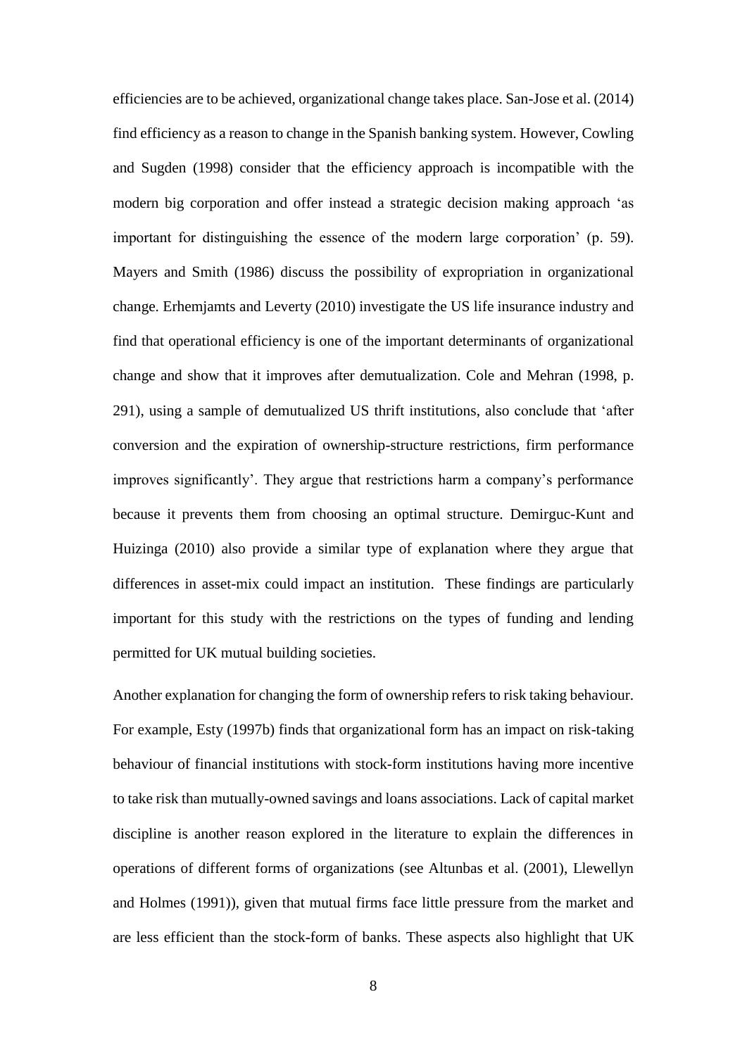efficiencies are to be achieved, organizational change takes place. San-Jose et al. (2014) find efficiency as a reason to change in the Spanish banking system. However, Cowling and Sugden (1998) consider that the efficiency approach is incompatible with the modern big corporation and offer instead a strategic decision making approach 'as important for distinguishing the essence of the modern large corporation' (p. 59). Mayers and Smith (1986) discuss the possibility of expropriation in organizational change. Erhemjamts and Leverty (2010) investigate the US life insurance industry and find that operational efficiency is one of the important determinants of organizational change and show that it improves after demutualization. Cole and Mehran (1998, p. 291), using a sample of demutualized US thrift institutions, also conclude that 'after conversion and the expiration of ownership-structure restrictions, firm performance improves significantly'. They argue that restrictions harm a company's performance because it prevents them from choosing an optimal structure. Demirguc-Kunt and Huizinga (2010) also provide a similar type of explanation where they argue that differences in asset-mix could impact an institution. These findings are particularly important for this study with the restrictions on the types of funding and lending permitted for UK mutual building societies.

Another explanation for changing the form of ownership refers to risk taking behaviour. For example, Esty (1997b) finds that organizational form has an impact on risk-taking behaviour of financial institutions with stock-form institutions having more incentive to take risk than mutually-owned savings and loans associations. Lack of capital market discipline is another reason explored in the literature to explain the differences in operations of different forms of organizations (see Altunbas et al. (2001), Llewellyn and Holmes (1991)), given that mutual firms face little pressure from the market and are less efficient than the stock-form of banks. These aspects also highlight that UK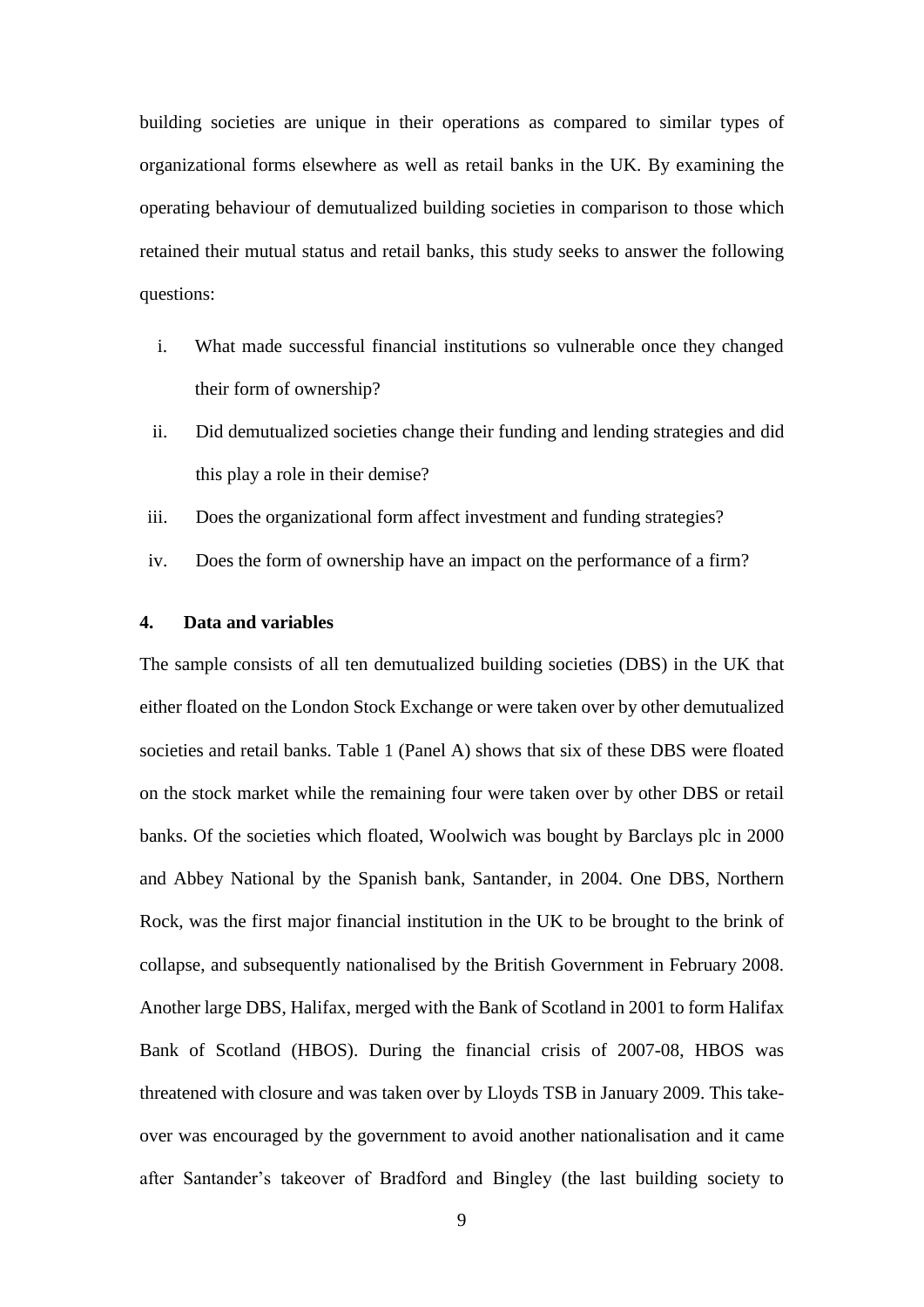building societies are unique in their operations as compared to similar types of organizational forms elsewhere as well as retail banks in the UK. By examining the operating behaviour of demutualized building societies in comparison to those which retained their mutual status and retail banks, this study seeks to answer the following questions:

i. What made successful financial institutions so vulnerable once they changed their form of ownership?
ii. Did demutualized societies change their funding and lending strategies and did this play a role in their demise?
iii. Does the organizational form affect investment and funding strategies?
iv. Does the form of ownership have an impact on the performance of a firm?

## 4. Data and variables

The sample consists of all ten demutualized building societies (DBS) in the UK that either floated on the London Stock Exchange or were taken over by other demutualized societies and retail banks. Table 1 (Panel A) shows that six of these DBS were floated on the stock market while the remaining four were taken over by other DBS or retail banks. Of the societies which floated, Woolwich was bought by Barclays plc in 2000 and Abbey National by the Spanish bank, Santander, in 2004. One DBS, Northern Rock, was the first major financial institution in the UK to be brought to the brink of collapse, and subsequently nationalised by the British Government in February 2008. Another large DBS, Halifax, merged with the Bank of Scotland in 2001 to form Halifax Bank of Scotland (HBOS). During the financial crisis of 2007-08, HBOS was threatened with closure and was taken over by Lloyds TSB in January 2009. This take-over was encouraged by the government to avoid another nationalisation and it came after Santander's takeover of Bradford and Bingley (the last building society to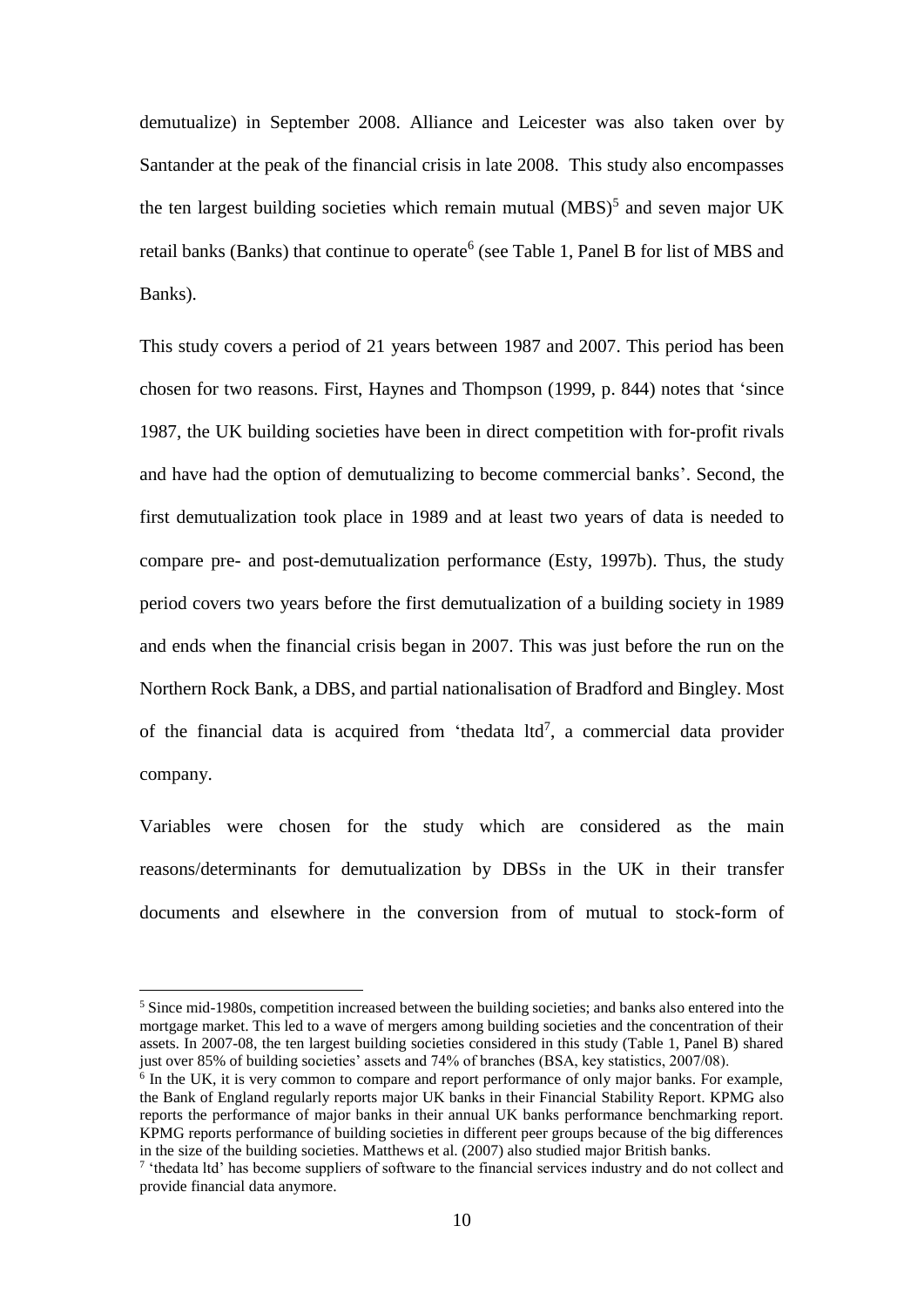demutualize) in September 2008. Alliance and Leicester was also taken over by Santander at the peak of the financial crisis in late 2008. This study also encompasses the ten largest building societies which remain mutual (MBS)[5] and seven major UK retail banks (Banks) that continue to operate[6] (see Table 1, Panel B for list of MBS and Banks).

This study covers a period of 21 years between 1987 and 2007. This period has been chosen for two reasons. First, Haynes and Thompson (1999, p. 844) notes that 'since 1987, the UK building societies have been in direct competition with for-profit rivals and have had the option of demutualizing to become commercial banks'. Second, the first demutualization took place in 1989 and at least two years of data is needed to compare pre- and post-demutualization performance (Esty, 1997b). Thus, the study period covers two years before the first demutualization of a building society in 1989 and ends when the financial crisis began in 2007. This was just before the run on the Northern Rock Bank, a DBS, and partial nationalisation of Bradford and Bingley. Most of the financial data is acquired from 'thedata ltd[7], a commercial data provider company.

Variables were chosen for the study which are considered as the main reasons/determinants for demutualization by DBSs in the UK in their transfer documents and elsewhere in the conversion from of mutual to stock-form of

---

[5] Since mid-1980s, competition increased between the building societies; and banks also entered into the mortgage market. This led to a wave of mergers among building societies and the concentration of their assets. In 2007-08, the ten largest building societies considered in this study (Table 1, Panel B) shared just over 85% of building societies' assets and 74% of branches (BSA, key statistics, 2007/08).

[6] In the UK, it is very common to compare and report performance of only major banks. For example, the Bank of England regularly reports major UK banks in their Financial Stability Report. KPMG also reports the performance of major banks in their annual UK banks performance benchmarking report. KPMG reports performance of building societies in different peer groups because of the big differences in the size of the building societies. Matthews et al. (2007) also studied major British banks.

[7] 'thedata ltd' has become suppliers of software to the financial services industry and do not collect and provide financial data anymore.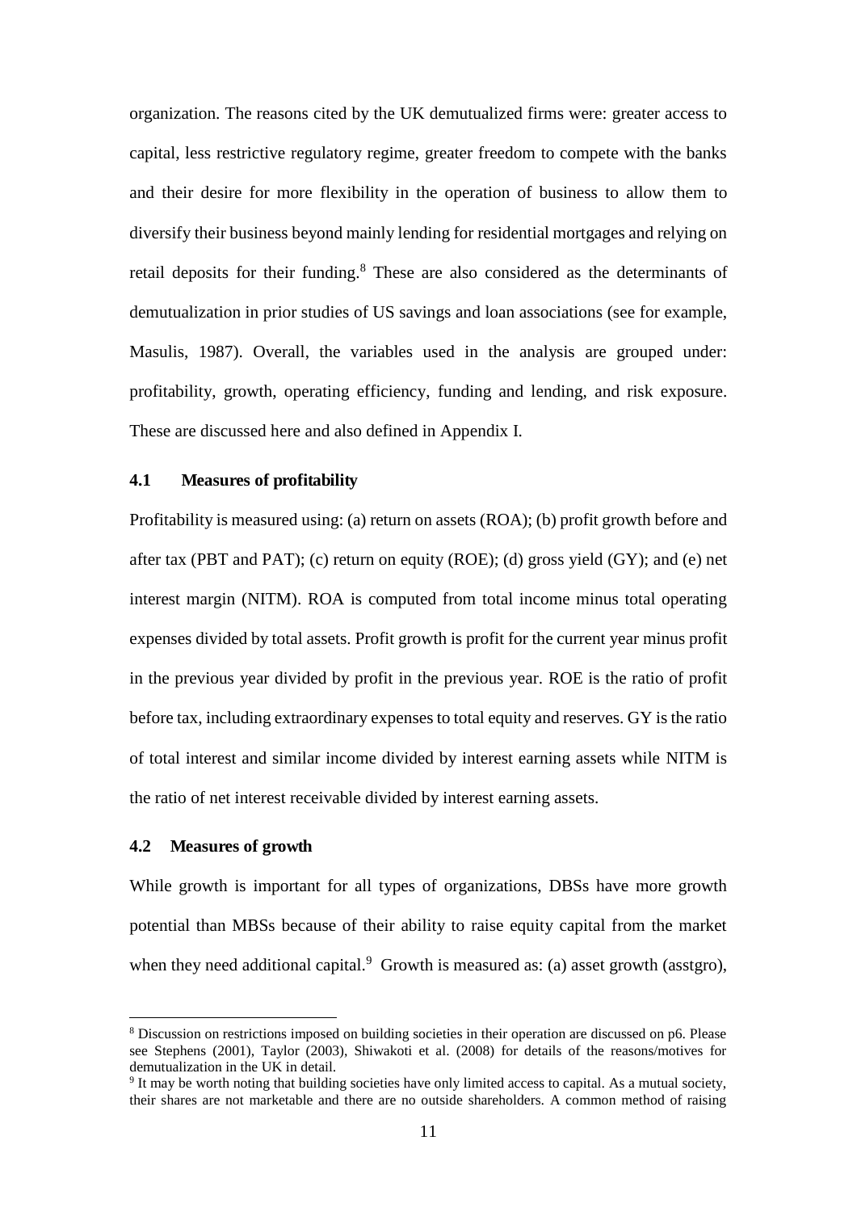organization. The reasons cited by the UK demutualized firms were: greater access to capital, less restrictive regulatory regime, greater freedom to compete with the banks and their desire for more flexibility in the operation of business to allow them to diversify their business beyond mainly lending for residential mortgages and relying on retail deposits for their funding.[8] These are also considered as the determinants of demutualization in prior studies of US savings and loan associations (see for example, Masulis, 1987). Overall, the variables used in the analysis are grouped under: profitability, growth, operating efficiency, funding and lending, and risk exposure. These are discussed here and also defined in Appendix I.

### 4.1 Measures of profitability

Profitability is measured using: (a) return on assets (ROA); (b) profit growth before and after tax (PBT and PAT); (c) return on equity (ROE); (d) gross yield (GY); and (e) net interest margin (NITM). ROA is computed from total income minus total operating expenses divided by total assets. Profit growth is profit for the current year minus profit in the previous year divided by profit in the previous year. ROE is the ratio of profit before tax, including extraordinary expenses to total equity and reserves. GY is the ratio of total interest and similar income divided by interest earning assets while NITM is the ratio of net interest receivable divided by interest earning assets.

### 4.2 Measures of growth

While growth is important for all types of organizations, DBSs have more growth potential than MBSs because of their ability to raise equity capital from the market when they need additional capital.[9] Growth is measured as: (a) asset growth (asstgro),

---

[8] Discussion on restrictions imposed on building societies in their operation are discussed on p6. Please see Stephens (2001), Taylor (2003), Shiwakoti et al. (2008) for details of the reasons/motives for demutualization in the UK in detail.

[9] It may be worth noting that building societies have only limited access to capital. As a mutual society, their shares are not marketable and there are no outside shareholders. A common method of raising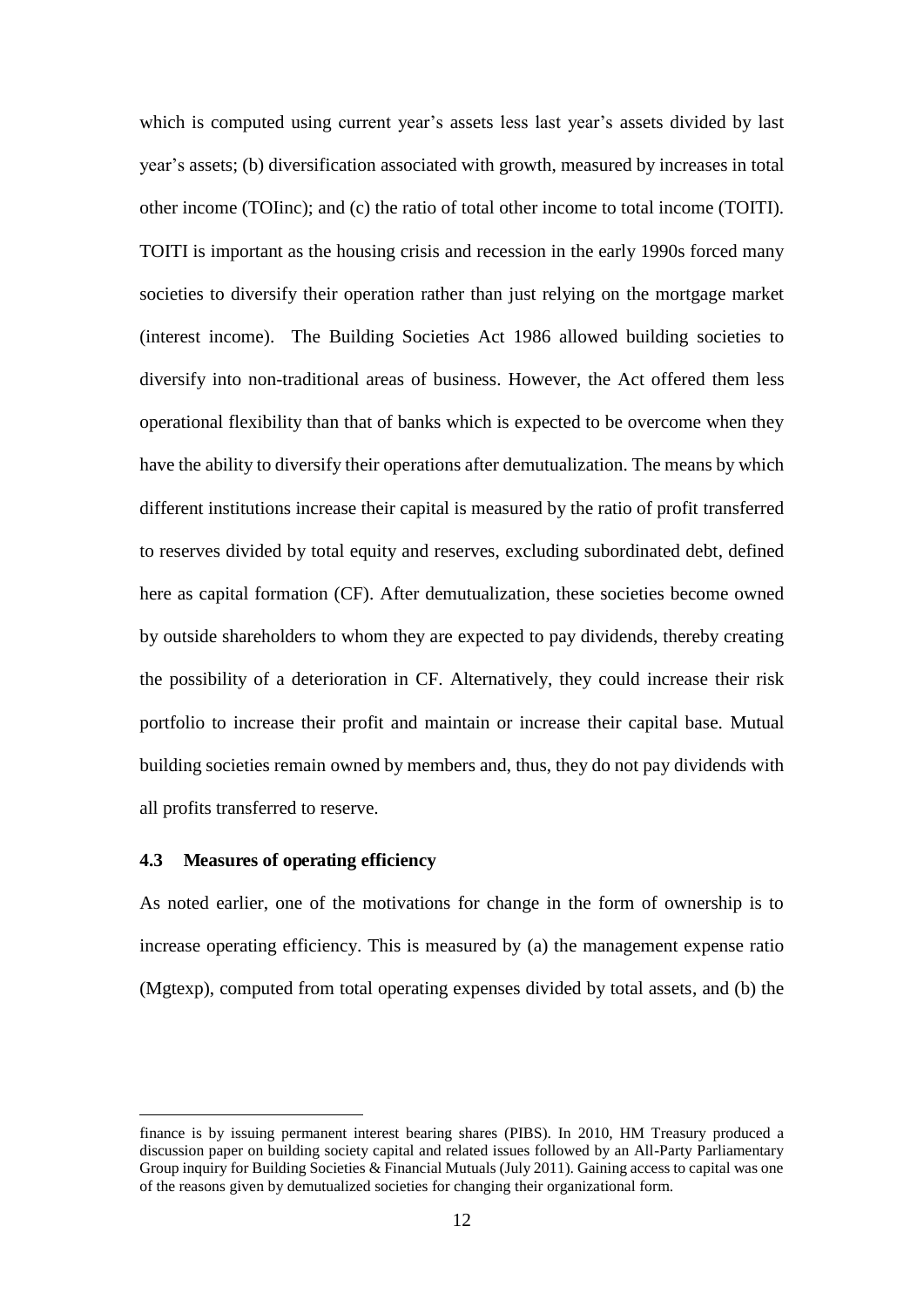which is computed using current year's assets less last year's assets divided by last year's assets; (b) diversification associated with growth, measured by increases in total other income (TOIinc); and (c) the ratio of total other income to total income (TOITI). TOITI is important as the housing crisis and recession in the early 1990s forced many societies to diversify their operation rather than just relying on the mortgage market (interest income). The Building Societies Act 1986 allowed building societies to diversify into non-traditional areas of business. However, the Act offered them less operational flexibility than that of banks which is expected to be overcome when they have the ability to diversify their operations after demutualization. The means by which different institutions increase their capital is measured by the ratio of profit transferred to reserves divided by total equity and reserves, excluding subordinated debt, defined here as capital formation (CF). After demutualization, these societies become owned by outside shareholders to whom they are expected to pay dividends, thereby creating the possibility of a deterioration in CF. Alternatively, they could increase their risk portfolio to increase their profit and maintain or increase their capital base. Mutual building societies remain owned by members and, thus, they do not pay dividends with all profits transferred to reserve.

### 4.3 Measures of operating efficiency

As noted earlier, one of the motivations for change in the form of ownership is to increase operating efficiency. This is measured by (a) the management expense ratio (Mgtexp), computed from total operating expenses divided by total assets, and (b) the

finance is by issuing permanent interest bearing shares (PIBS). In 2010, HM Treasury produced a discussion paper on building society capital and related issues followed by an All-Party Parliamentary Group inquiry for Building Societies & Financial Mutuals (July 2011). Gaining access to capital was one of the reasons given by demutualized societies for changing their organizational form.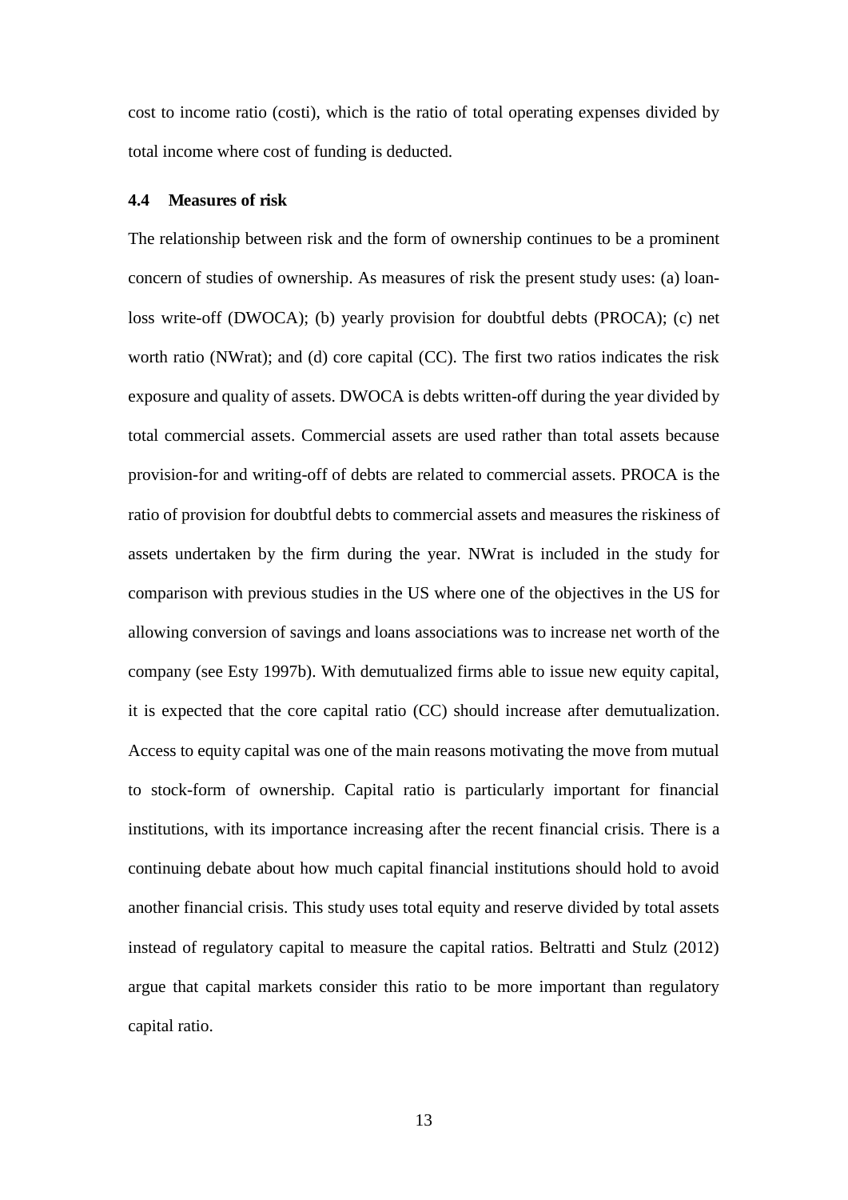cost to income ratio (costi), which is the ratio of total operating expenses divided by total income where cost of funding is deducted.

### 4.4 Measures of risk

The relationship between risk and the form of ownership continues to be a prominent concern of studies of ownership. As measures of risk the present study uses: (a) loan-loss write-off (DWOCA); (b) yearly provision for doubtful debts (PROCA); (c) net worth ratio (NWrat); and (d) core capital (CC). The first two ratios indicates the risk exposure and quality of assets. DWOCA is debts written-off during the year divided by total commercial assets. Commercial assets are used rather than total assets because provision-for and writing-off of debts are related to commercial assets. PROCA is the ratio of provision for doubtful debts to commercial assets and measures the riskiness of assets undertaken by the firm during the year. NWrat is included in the study for comparison with previous studies in the US where one of the objectives in the US for allowing conversion of savings and loans associations was to increase net worth of the company (see Esty 1997b). With demutualized firms able to issue new equity capital, it is expected that the core capital ratio (CC) should increase after demutualization. Access to equity capital was one of the main reasons motivating the move from mutual to stock-form of ownership. Capital ratio is particularly important for financial institutions, with its importance increasing after the recent financial crisis. There is a continuing debate about how much capital financial institutions should hold to avoid another financial crisis. This study uses total equity and reserve divided by total assets instead of regulatory capital to measure the capital ratios. Beltratti and Stulz (2012) argue that capital markets consider this ratio to be more important than regulatory capital ratio.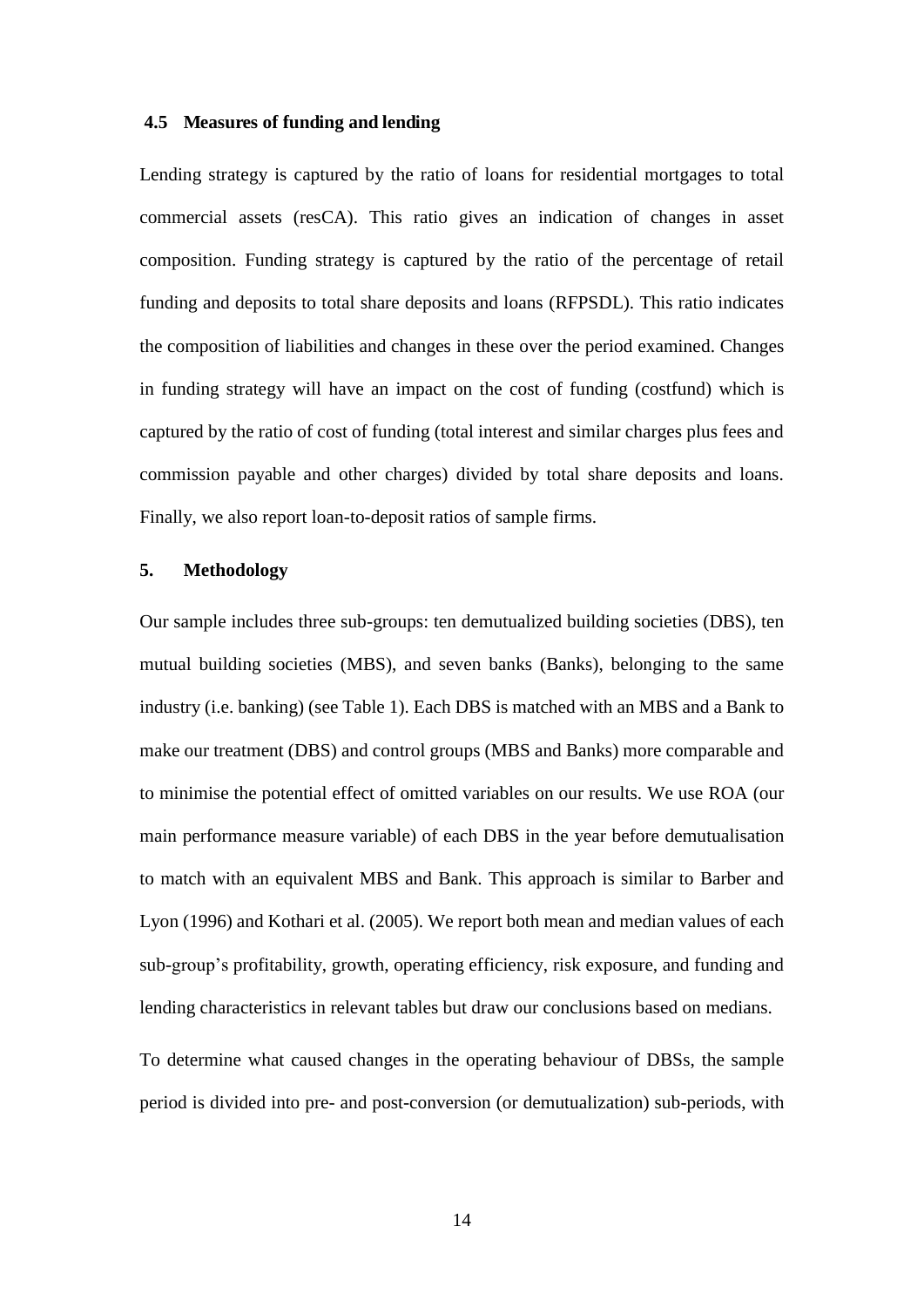### 4.5 Measures of funding and lending

Lending strategy is captured by the ratio of loans for residential mortgages to total commercial assets (resCA). This ratio gives an indication of changes in asset composition. Funding strategy is captured by the ratio of the percentage of retail funding and deposits to total share deposits and loans (RFPSDL). This ratio indicates the composition of liabilities and changes in these over the period examined. Changes in funding strategy will have an impact on the cost of funding (costfund) which is captured by the ratio of cost of funding (total interest and similar charges plus fees and commission payable and other charges) divided by total share deposits and loans. Finally, we also report loan-to-deposit ratios of sample firms.

## 5. Methodology

Our sample includes three sub-groups: ten demutualized building societies (DBS), ten mutual building societies (MBS), and seven banks (Banks), belonging to the same industry (i.e. banking) (see Table 1). Each DBS is matched with an MBS and a Bank to make our treatment (DBS) and control groups (MBS and Banks) more comparable and to minimise the potential effect of omitted variables on our results. We use ROA (our main performance measure variable) of each DBS in the year before demutualisation to match with an equivalent MBS and Bank. This approach is similar to Barber and Lyon (1996) and Kothari et al. (2005). We report both mean and median values of each sub-group's profitability, growth, operating efficiency, risk exposure, and funding and lending characteristics in relevant tables but draw our conclusions based on medians.

To determine what caused changes in the operating behaviour of DBSs, the sample period is divided into pre- and post-conversion (or demutualization) sub-periods, with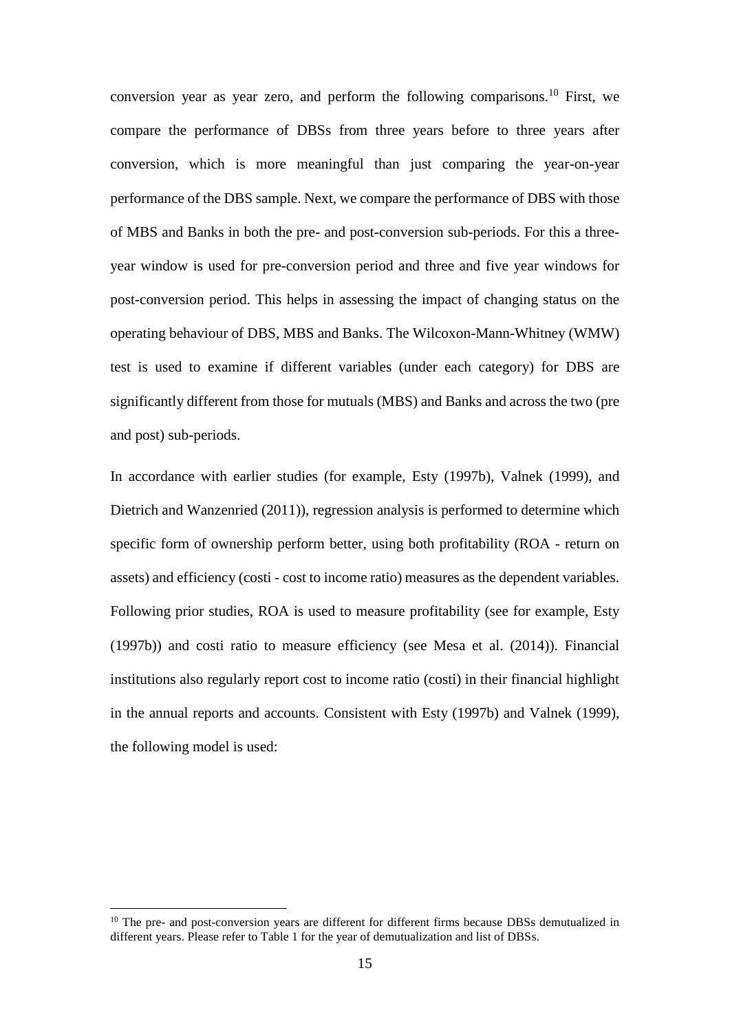conversion year as year zero, and perform the following comparisons.[10] First, we compare the performance of DBSs from three years before to three years after conversion, which is more meaningful than just comparing the year-on-year performance of the DBS sample. Next, we compare the performance of DBS with those of MBS and Banks in both the pre- and post-conversion sub-periods. For this a three-year window is used for pre-conversion period and three and five year windows for post-conversion period. This helps in assessing the impact of changing status on the operating behaviour of DBS, MBS and Banks. The Wilcoxon-Mann-Whitney (WMW) test is used to examine if different variables (under each category) for DBS are significantly different from those for mutuals (MBS) and Banks and across the two (pre and post) sub-periods.

In accordance with earlier studies (for example, Esty (1997b), Valnek (1999), and Dietrich and Wanzenried (2011)), regression analysis is performed to determine which specific form of ownership perform better, using both profitability (ROA - return on assets) and efficiency (costi - cost to income ratio) measures as the dependent variables. Following prior studies, ROA is used to measure profitability (see for example, Esty (1997b)) and costi ratio to measure efficiency (see Mesa et al. (2014)). Financial institutions also regularly report cost to income ratio (costi) in their financial highlight in the annual reports and accounts. Consistent with Esty (1997b) and Valnek (1999), the following model is used:

[10] The pre- and post-conversion years are different for different firms because DBSs demutualized in different years. Please refer to Table 1 for the year of demutualization and list of DBSs.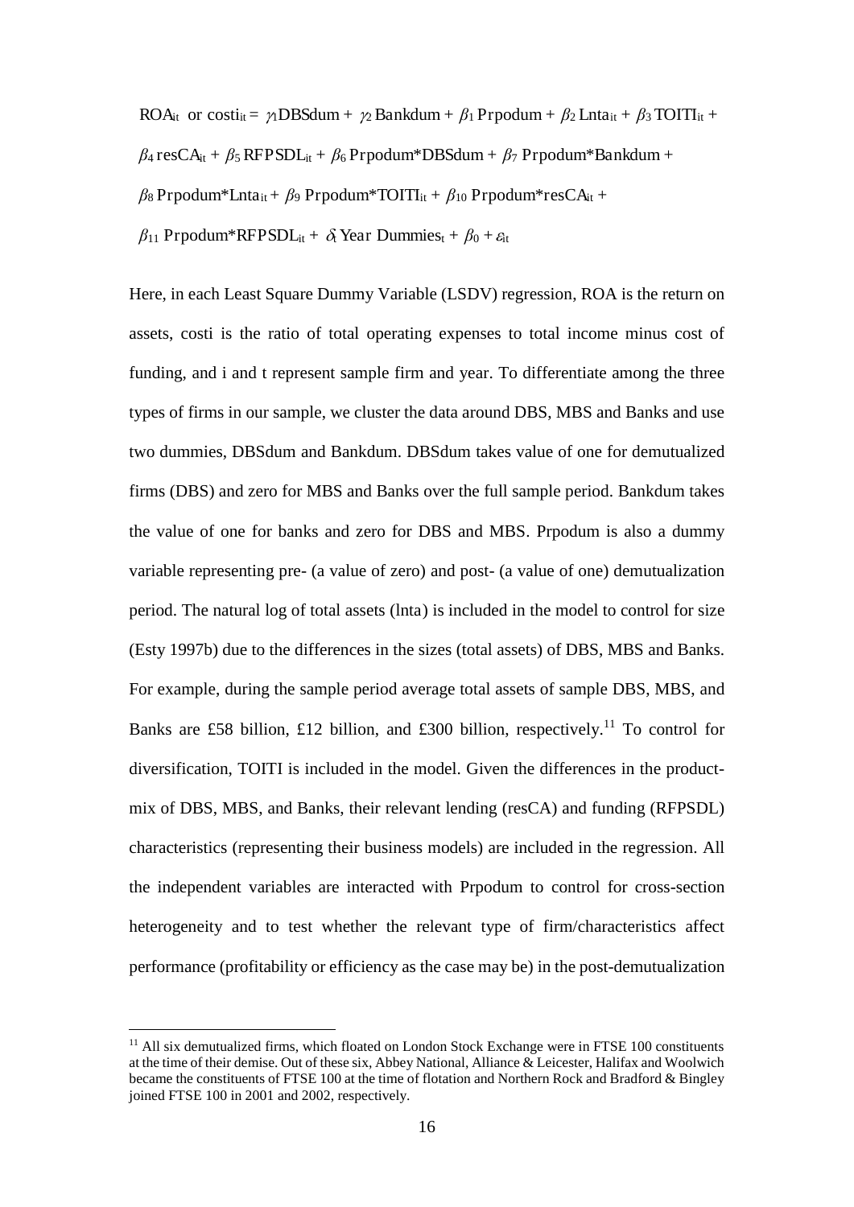$$ROA_{it} \text{ or } costi_{it} = \gamma_1 DBSdum + \gamma_2 Bankdum + \beta_1 Prpodum + \beta_2 Lnta_{it} + \beta_3 TOITI_{it} + \beta_4 resCA_{it} + \beta_5 RFPSDL_{it} + \beta_6 Prpodum{*}DBSdum + \beta_7 Prpodum{*}Bankdum + \beta_8 Prpodum{*}Lnta_{it} + \beta_9 Prpodum{*}TOITI_{it} + \beta_{10} Prpodum{*}resCA_{it} + \beta_{11} Prpodum{*}RFPSDL_{it} + \delta_t \text{ Year Dummies}_t + \beta_0 + \varepsilon_{it}$$

Here, in each Least Square Dummy Variable (LSDV) regression, ROA is the return on assets, costi is the ratio of total operating expenses to total income minus cost of funding, and i and t represent sample firm and year. To differentiate among the three types of firms in our sample, we cluster the data around DBS, MBS and Banks and use two dummies, DBSdum and Bankdum. DBSdum takes value of one for demutualized firms (DBS) and zero for MBS and Banks over the full sample period. Bankdum takes the value of one for banks and zero for DBS and MBS. Prpodum is also a dummy variable representing pre- (a value of zero) and post- (a value of one) demutualization period. The natural log of total assets (lnta) is included in the model to control for size (Esty 1997b) due to the differences in the sizes (total assets) of DBS, MBS and Banks. For example, during the sample period average total assets of sample DBS, MBS, and Banks are £58 billion, £12 billion, and £300 billion, respectively.[11] To control for diversification, TOITI is included in the model. Given the differences in the product-mix of DBS, MBS, and Banks, their relevant lending (resCA) and funding (RFPSDL) characteristics (representing their business models) are included in the regression. All the independent variables are interacted with Prpodum to control for cross-section heterogeneity and to test whether the relevant type of firm/characteristics affect performance (profitability or efficiency as the case may be) in the post-demutualization

[11] All six demutualized firms, which floated on London Stock Exchange were in FTSE 100 constituents at the time of their demise. Out of these six, Abbey National, Alliance & Leicester, Halifax and Woolwich became the constituents of FTSE 100 at the time of flotation and Northern Rock and Bradford & Bingley joined FTSE 100 in 2001 and 2002, respectively.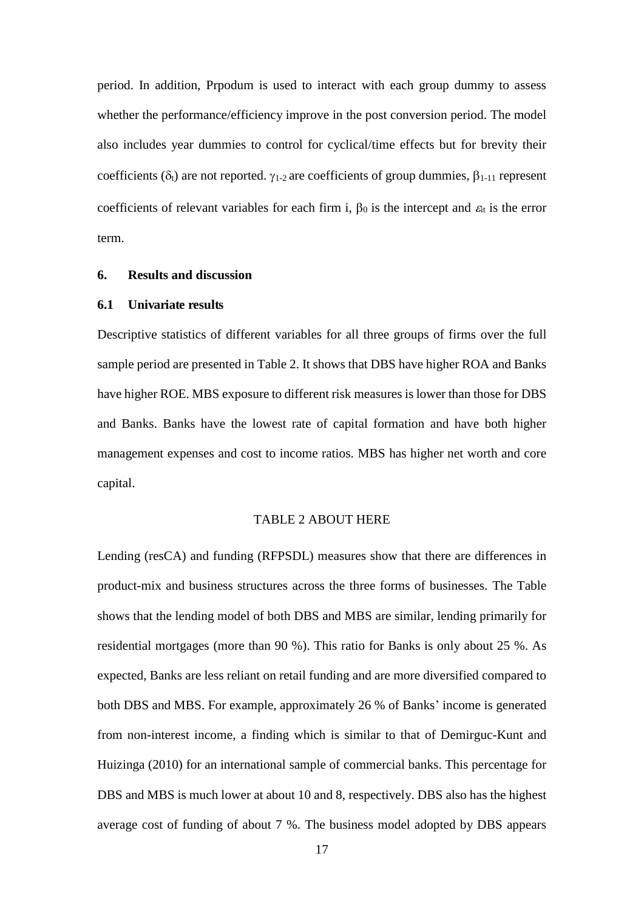period. In addition, Prpodum is used to interact with each group dummy to assess whether the performance/efficiency improve in the post conversion period. The model also includes year dummies to control for cyclical/time effects but for brevity their coefficients ($\delta_t$) are not reported. $\gamma_{1\text{-}2}$ are coefficients of group dummies, $\beta_{1\text{-}11}$ represent coefficients of relevant variables for each firm i, $\beta_0$ is the intercept and $\varepsilon_{it}$ is the error term.

## 6. Results and discussion

### 6.1 Univariate results

Descriptive statistics of different variables for all three groups of firms over the full sample period are presented in Table 2. It shows that DBS have higher ROA and Banks have higher ROE. MBS exposure to different risk measures is lower than those for DBS and Banks. Banks have the lowest rate of capital formation and have both higher management expenses and cost to income ratios. MBS has higher net worth and core capital.

TABLE 2 ABOUT HERE

Lending (resCA) and funding (RFPSDL) measures show that there are differences in product-mix and business structures across the three forms of businesses. The Table shows that the lending model of both DBS and MBS are similar, lending primarily for residential mortgages (more than 90 %). This ratio for Banks is only about 25 %. As expected, Banks are less reliant on retail funding and are more diversified compared to both DBS and MBS. For example, approximately 26 % of Banks' income is generated from non-interest income, a finding which is similar to that of Demirguc-Kunt and Huizinga (2010) for an international sample of commercial banks. This percentage for DBS and MBS is much lower at about 10 and 8, respectively. DBS also has the highest average cost of funding of about 7 %. The business model adopted by DBS appears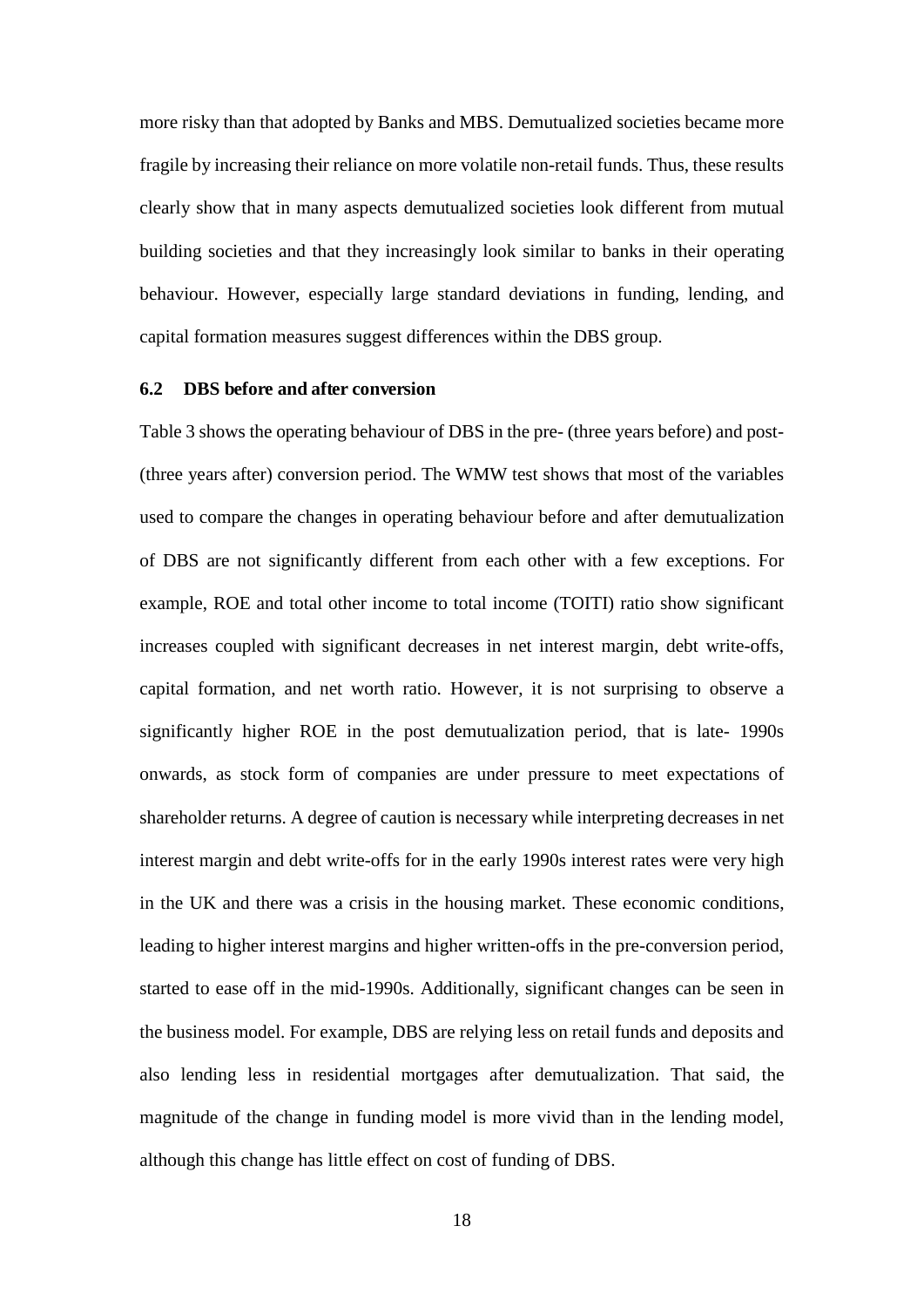more risky than that adopted by Banks and MBS. Demutualized societies became more fragile by increasing their reliance on more volatile non-retail funds. Thus, these results clearly show that in many aspects demutualized societies look different from mutual building societies and that they increasingly look similar to banks in their operating behaviour. However, especially large standard deviations in funding, lending, and capital formation measures suggest differences within the DBS group.

### 6.2 DBS before and after conversion

Table 3 shows the operating behaviour of DBS in the pre- (three years before) and post- (three years after) conversion period. The WMW test shows that most of the variables used to compare the changes in operating behaviour before and after demutualization of DBS are not significantly different from each other with a few exceptions. For example, ROE and total other income to total income (TOITI) ratio show significant increases coupled with significant decreases in net interest margin, debt write-offs, capital formation, and net worth ratio. However, it is not surprising to observe a significantly higher ROE in the post demutualization period, that is late- 1990s onwards, as stock form of companies are under pressure to meet expectations of shareholder returns. A degree of caution is necessary while interpreting decreases in net interest margin and debt write-offs for in the early 1990s interest rates were very high in the UK and there was a crisis in the housing market. These economic conditions, leading to higher interest margins and higher written-offs in the pre-conversion period, started to ease off in the mid-1990s. Additionally, significant changes can be seen in the business model. For example, DBS are relying less on retail funds and deposits and also lending less in residential mortgages after demutualization. That said, the magnitude of the change in funding model is more vivid than in the lending model, although this change has little effect on cost of funding of DBS.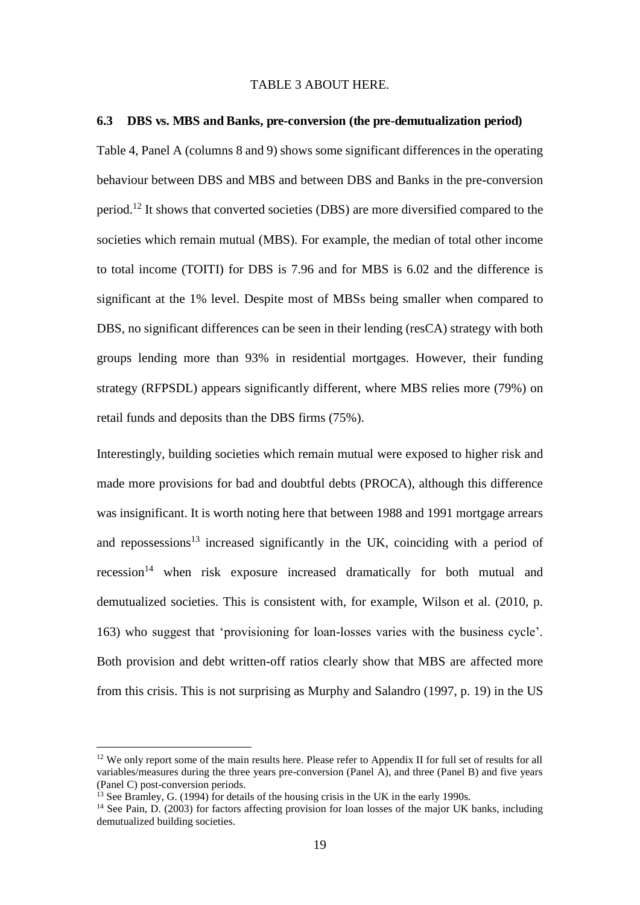TABLE 3 ABOUT HERE.

### 6.3 DBS vs. MBS and Banks, pre-conversion (the pre-demutualization period)

Table 4, Panel A (columns 8 and 9) shows some significant differences in the operating behaviour between DBS and MBS and between DBS and Banks in the pre-conversion period.[12] It shows that converted societies (DBS) are more diversified compared to the societies which remain mutual (MBS). For example, the median of total other income to total income (TOITI) for DBS is 7.96 and for MBS is 6.02 and the difference is significant at the 1% level. Despite most of MBSs being smaller when compared to DBS, no significant differences can be seen in their lending (resCA) strategy with both groups lending more than 93% in residential mortgages. However, their funding strategy (RFPSDL) appears significantly different, where MBS relies more (79%) on retail funds and deposits than the DBS firms (75%).

Interestingly, building societies which remain mutual were exposed to higher risk and made more provisions for bad and doubtful debts (PROCA), although this difference was insignificant. It is worth noting here that between 1988 and 1991 mortgage arrears and repossessions[13] increased significantly in the UK, coinciding with a period of recession[14] when risk exposure increased dramatically for both mutual and demutualized societies. This is consistent with, for example, Wilson et al. (2010, p. 163) who suggest that 'provisioning for loan-losses varies with the business cycle'. Both provision and debt written-off ratios clearly show that MBS are affected more from this crisis. This is not surprising as Murphy and Salandro (1997, p. 19) in the US

---

[12] We only report some of the main results here. Please refer to Appendix II for full set of results for all variables/measures during the three years pre-conversion (Panel A), and three (Panel B) and five years (Panel C) post-conversion periods.

[13] See Bramley, G. (1994) for details of the housing crisis in the UK in the early 1990s.

[14] See Pain, D. (2003) for factors affecting provision for loan losses of the major UK banks, including demutualized building societies.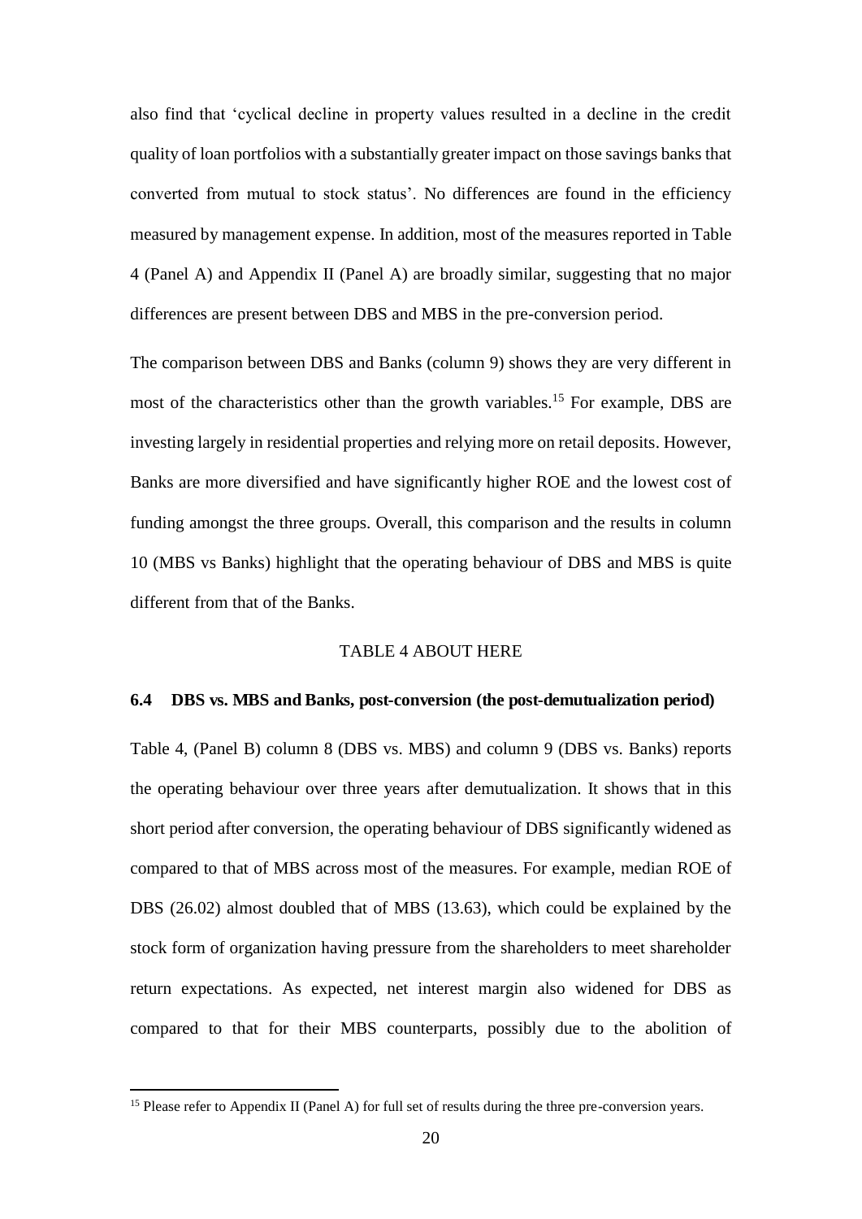also find that 'cyclical decline in property values resulted in a decline in the credit quality of loan portfolios with a substantially greater impact on those savings banks that converted from mutual to stock status'. No differences are found in the efficiency measured by management expense. In addition, most of the measures reported in Table 4 (Panel A) and Appendix II (Panel A) are broadly similar, suggesting that no major differences are present between DBS and MBS in the pre-conversion period.

The comparison between DBS and Banks (column 9) shows they are very different in most of the characteristics other than the growth variables.[15] For example, DBS are investing largely in residential properties and relying more on retail deposits. However, Banks are more diversified and have significantly higher ROE and the lowest cost of funding amongst the three groups. Overall, this comparison and the results in column 10 (MBS vs Banks) highlight that the operating behaviour of DBS and MBS is quite different from that of the Banks.

TABLE 4 ABOUT HERE

### 6.4 DBS vs. MBS and Banks, post-conversion (the post-demutualization period)

Table 4, (Panel B) column 8 (DBS vs. MBS) and column 9 (DBS vs. Banks) reports the operating behaviour over three years after demutualization. It shows that in this short period after conversion, the operating behaviour of DBS significantly widened as compared to that of MBS across most of the measures. For example, median ROE of DBS (26.02) almost doubled that of MBS (13.63), which could be explained by the stock form of organization having pressure from the shareholders to meet shareholder return expectations. As expected, net interest margin also widened for DBS as compared to that for their MBS counterparts, possibly due to the abolition of

[15] Please refer to Appendix II (Panel A) for full set of results during the three pre-conversion years.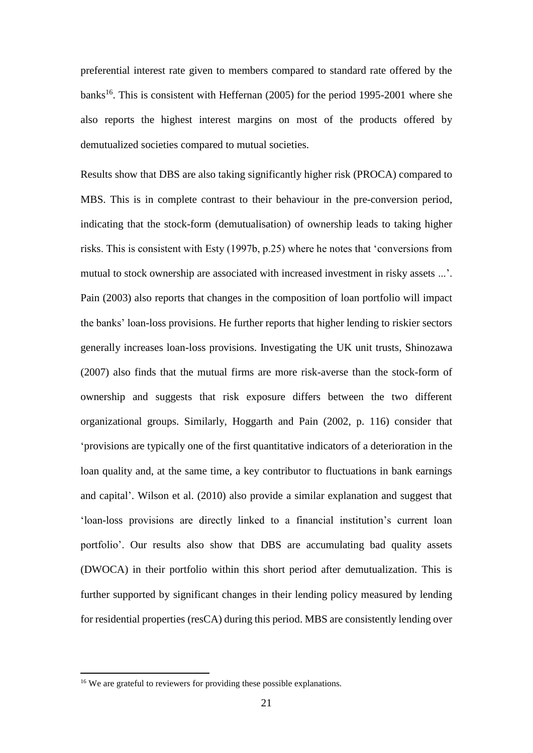preferential interest rate given to members compared to standard rate offered by the banks[16]. This is consistent with Heffernan (2005) for the period 1995-2001 where she also reports the highest interest margins on most of the products offered by demutualized societies compared to mutual societies.

Results show that DBS are also taking significantly higher risk (PROCA) compared to MBS. This is in complete contrast to their behaviour in the pre-conversion period, indicating that the stock-form (demutualisation) of ownership leads to taking higher risks. This is consistent with Esty (1997b, p.25) where he notes that 'conversions from mutual to stock ownership are associated with increased investment in risky assets ...'. Pain (2003) also reports that changes in the composition of loan portfolio will impact the banks' loan-loss provisions. He further reports that higher lending to riskier sectors generally increases loan-loss provisions. Investigating the UK unit trusts, Shinozawa (2007) also finds that the mutual firms are more risk-averse than the stock-form of ownership and suggests that risk exposure differs between the two different organizational groups. Similarly, Hoggarth and Pain (2002, p. 116) consider that 'provisions are typically one of the first quantitative indicators of a deterioration in the loan quality and, at the same time, a key contributor to fluctuations in bank earnings and capital'. Wilson et al. (2010) also provide a similar explanation and suggest that 'loan-loss provisions are directly linked to a financial institution's current loan portfolio'. Our results also show that DBS are accumulating bad quality assets (DWOCA) in their portfolio within this short period after demutualization. This is further supported by significant changes in their lending policy measured by lending for residential properties (resCA) during this period. MBS are consistently lending over

[16] We are grateful to reviewers for providing these possible explanations.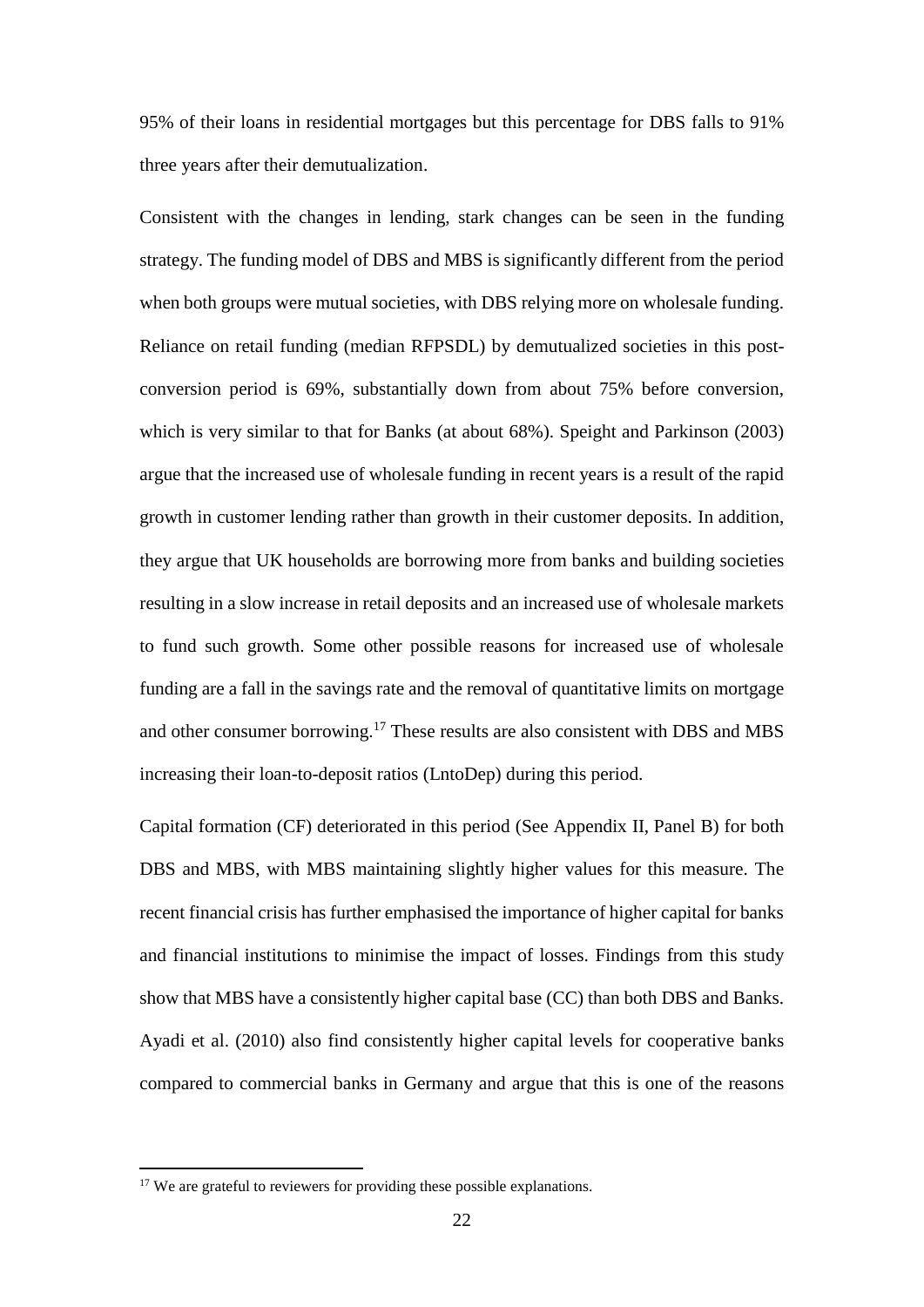95% of their loans in residential mortgages but this percentage for DBS falls to 91% three years after their demutualization.

Consistent with the changes in lending, stark changes can be seen in the funding strategy. The funding model of DBS and MBS is significantly different from the period when both groups were mutual societies, with DBS relying more on wholesale funding. Reliance on retail funding (median RFPSDL) by demutualized societies in this post-conversion period is 69%, substantially down from about 75% before conversion, which is very similar to that for Banks (at about 68%). Speight and Parkinson (2003) argue that the increased use of wholesale funding in recent years is a result of the rapid growth in customer lending rather than growth in their customer deposits. In addition, they argue that UK households are borrowing more from banks and building societies resulting in a slow increase in retail deposits and an increased use of wholesale markets to fund such growth. Some other possible reasons for increased use of wholesale funding are a fall in the savings rate and the removal of quantitative limits on mortgage and other consumer borrowing.[17] These results are also consistent with DBS and MBS increasing their loan-to-deposit ratios (LntoDep) during this period.

Capital formation (CF) deteriorated in this period (See Appendix II, Panel B) for both DBS and MBS, with MBS maintaining slightly higher values for this measure. The recent financial crisis has further emphasised the importance of higher capital for banks and financial institutions to minimise the impact of losses. Findings from this study show that MBS have a consistently higher capital base (CC) than both DBS and Banks. Ayadi et al. (2010) also find consistently higher capital levels for cooperative banks compared to commercial banks in Germany and argue that this is one of the reasons

[17] We are grateful to reviewers for providing these possible explanations.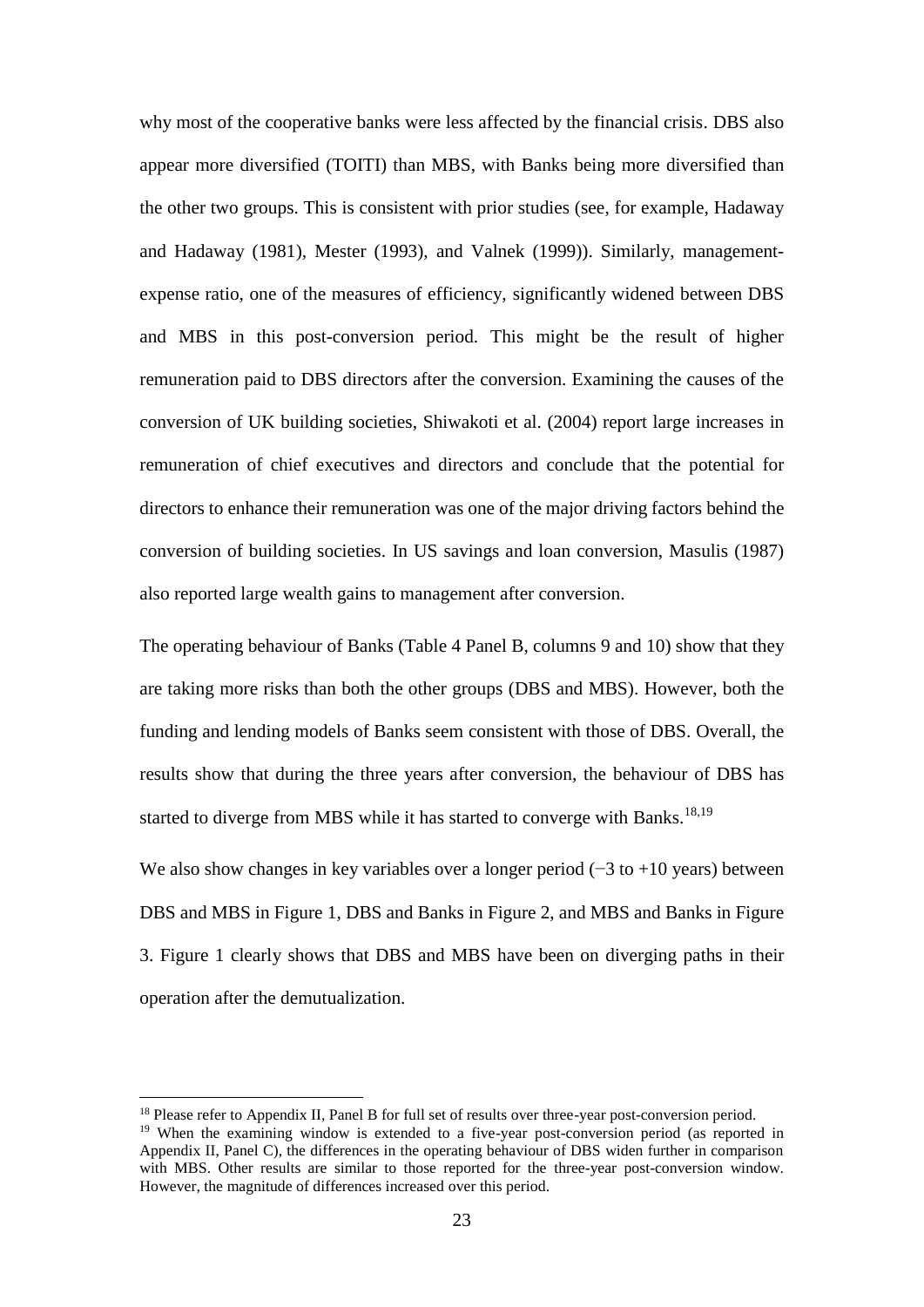why most of the cooperative banks were less affected by the financial crisis. DBS also appear more diversified (TOITI) than MBS, with Banks being more diversified than the other two groups. This is consistent with prior studies (see, for example, Hadaway and Hadaway (1981), Mester (1993), and Valnek (1999)). Similarly, management-expense ratio, one of the measures of efficiency, significantly widened between DBS and MBS in this post-conversion period. This might be the result of higher remuneration paid to DBS directors after the conversion. Examining the causes of the conversion of UK building societies, Shiwakoti et al. (2004) report large increases in remuneration of chief executives and directors and conclude that the potential for directors to enhance their remuneration was one of the major driving factors behind the conversion of building societies. In US savings and loan conversion, Masulis (1987) also reported large wealth gains to management after conversion.

The operating behaviour of Banks (Table 4 Panel B, columns 9 and 10) show that they are taking more risks than both the other groups (DBS and MBS). However, both the funding and lending models of Banks seem consistent with those of DBS. Overall, the results show that during the three years after conversion, the behaviour of DBS has started to diverge from MBS while it has started to converge with Banks.[18,19]

We also show changes in key variables over a longer period (−3 to +10 years) between DBS and MBS in Figure 1, DBS and Banks in Figure 2, and MBS and Banks in Figure 3. Figure 1 clearly shows that DBS and MBS have been on diverging paths in their operation after the demutualization.

---

[18] Please refer to Appendix II, Panel B for full set of results over three-year post-conversion period.

[19] When the examining window is extended to a five-year post-conversion period (as reported in Appendix II, Panel C), the differences in the operating behaviour of DBS widen further in comparison with MBS. Other results are similar to those reported for the three-year post-conversion window. However, the magnitude of differences increased over this period.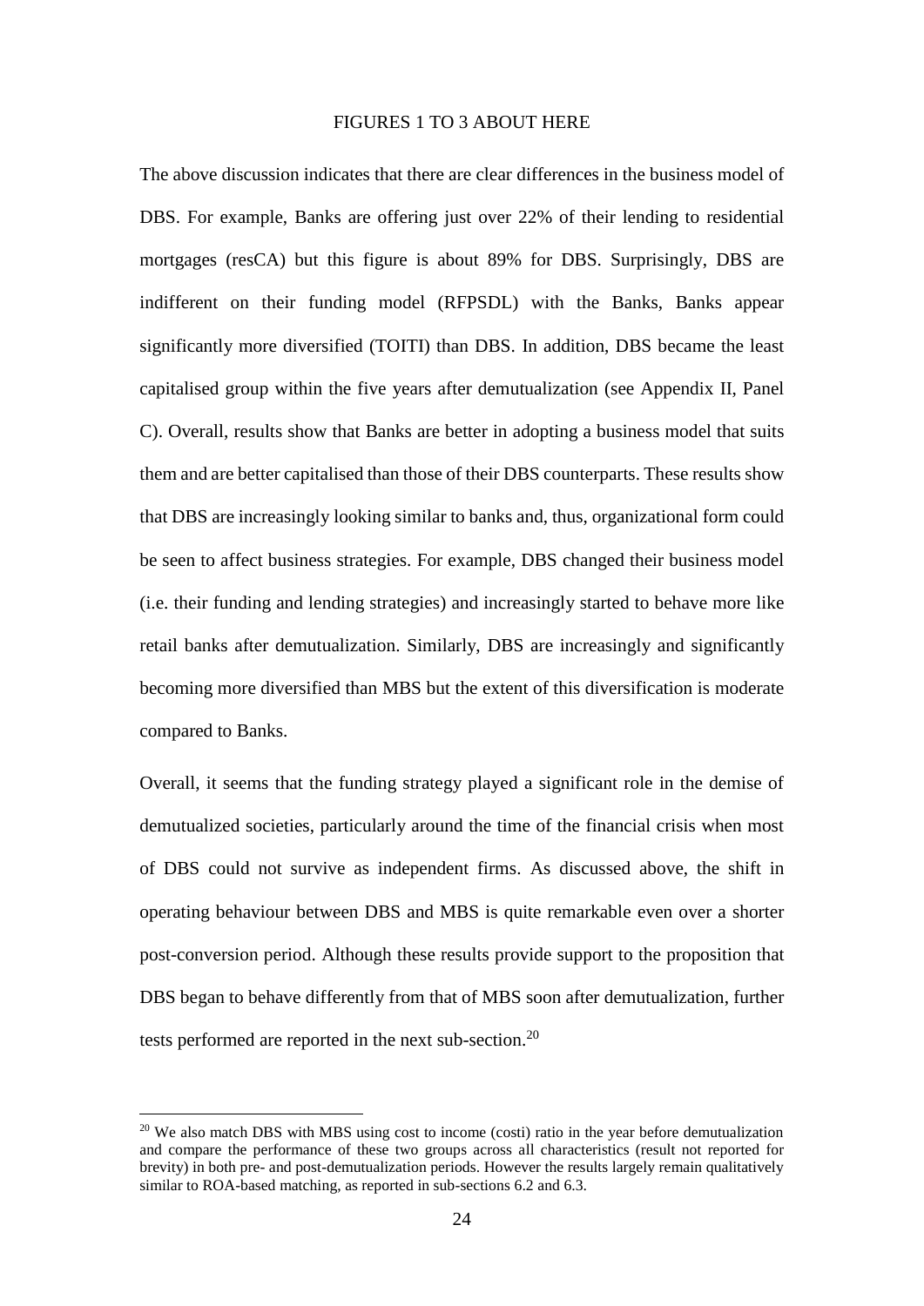FIGURES 1 TO 3 ABOUT HERE

The above discussion indicates that there are clear differences in the business model of DBS. For example, Banks are offering just over 22% of their lending to residential mortgages (resCA) but this figure is about 89% for DBS. Surprisingly, DBS are indifferent on their funding model (RFPSDL) with the Banks, Banks appear significantly more diversified (TOITI) than DBS. In addition, DBS became the least capitalised group within the five years after demutualization (see Appendix II, Panel C). Overall, results show that Banks are better in adopting a business model that suits them and are better capitalised than those of their DBS counterparts. These results show that DBS are increasingly looking similar to banks and, thus, organizational form could be seen to affect business strategies. For example, DBS changed their business model (i.e. their funding and lending strategies) and increasingly started to behave more like retail banks after demutualization. Similarly, DBS are increasingly and significantly becoming more diversified than MBS but the extent of this diversification is moderate compared to Banks.

Overall, it seems that the funding strategy played a significant role in the demise of demutualized societies, particularly around the time of the financial crisis when most of DBS could not survive as independent firms. As discussed above, the shift in operating behaviour between DBS and MBS is quite remarkable even over a shorter post-conversion period. Although these results provide support to the proposition that DBS began to behave differently from that of MBS soon after demutualization, further tests performed are reported in the next sub-section.[20]

---

[20] We also match DBS with MBS using cost to income (costi) ratio in the year before demutualization and compare the performance of these two groups across all characteristics (result not reported for brevity) in both pre- and post-demutualization periods. However the results largely remain qualitatively similar to ROA-based matching, as reported in sub-sections 6.2 and 6.3.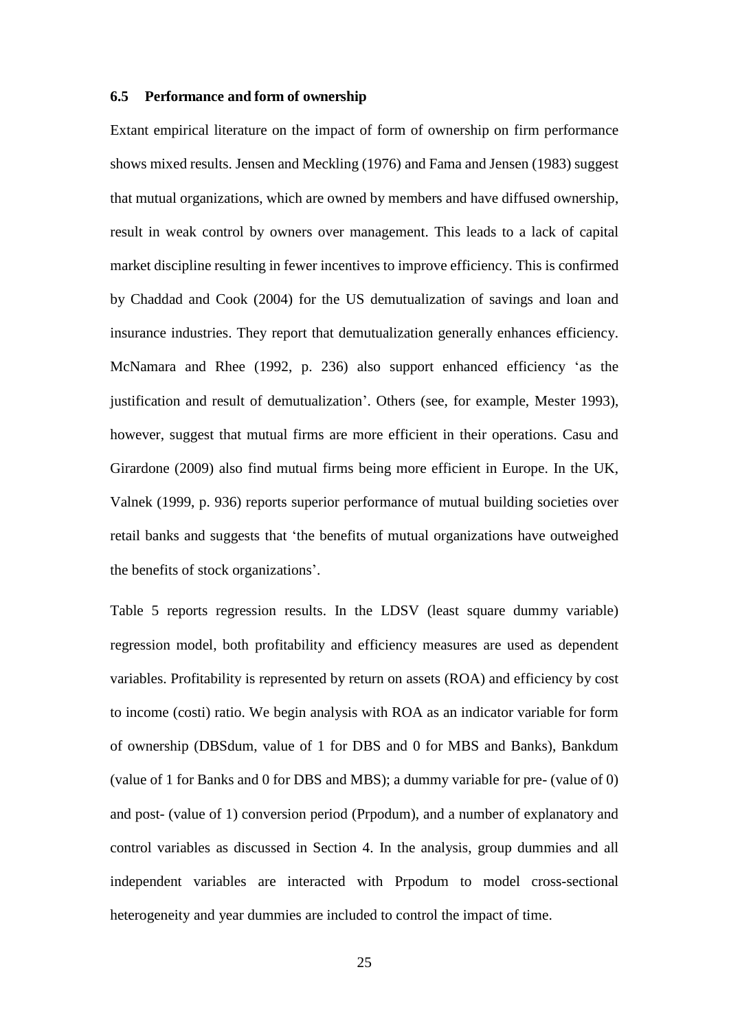### 6.5 Performance and form of ownership

Extant empirical literature on the impact of form of ownership on firm performance shows mixed results. Jensen and Meckling (1976) and Fama and Jensen (1983) suggest that mutual organizations, which are owned by members and have diffused ownership, result in weak control by owners over management. This leads to a lack of capital market discipline resulting in fewer incentives to improve efficiency. This is confirmed by Chaddad and Cook (2004) for the US demutualization of savings and loan and insurance industries. They report that demutualization generally enhances efficiency. McNamara and Rhee (1992, p. 236) also support enhanced efficiency 'as the justification and result of demutualization'. Others (see, for example, Mester 1993), however, suggest that mutual firms are more efficient in their operations. Casu and Girardone (2009) also find mutual firms being more efficient in Europe. In the UK, Valnek (1999, p. 936) reports superior performance of mutual building societies over retail banks and suggests that 'the benefits of mutual organizations have outweighed the benefits of stock organizations'.

Table 5 reports regression results. In the LDSV (least square dummy variable) regression model, both profitability and efficiency measures are used as dependent variables. Profitability is represented by return on assets (ROA) and efficiency by cost to income (costi) ratio. We begin analysis with ROA as an indicator variable for form of ownership (DBSdum, value of 1 for DBS and 0 for MBS and Banks), Bankdum (value of 1 for Banks and 0 for DBS and MBS); a dummy variable for pre- (value of 0) and post- (value of 1) conversion period (Prpodum), and a number of explanatory and control variables as discussed in Section 4. In the analysis, group dummies and all independent variables are interacted with Prpodum to model cross-sectional heterogeneity and year dummies are included to control the impact of time.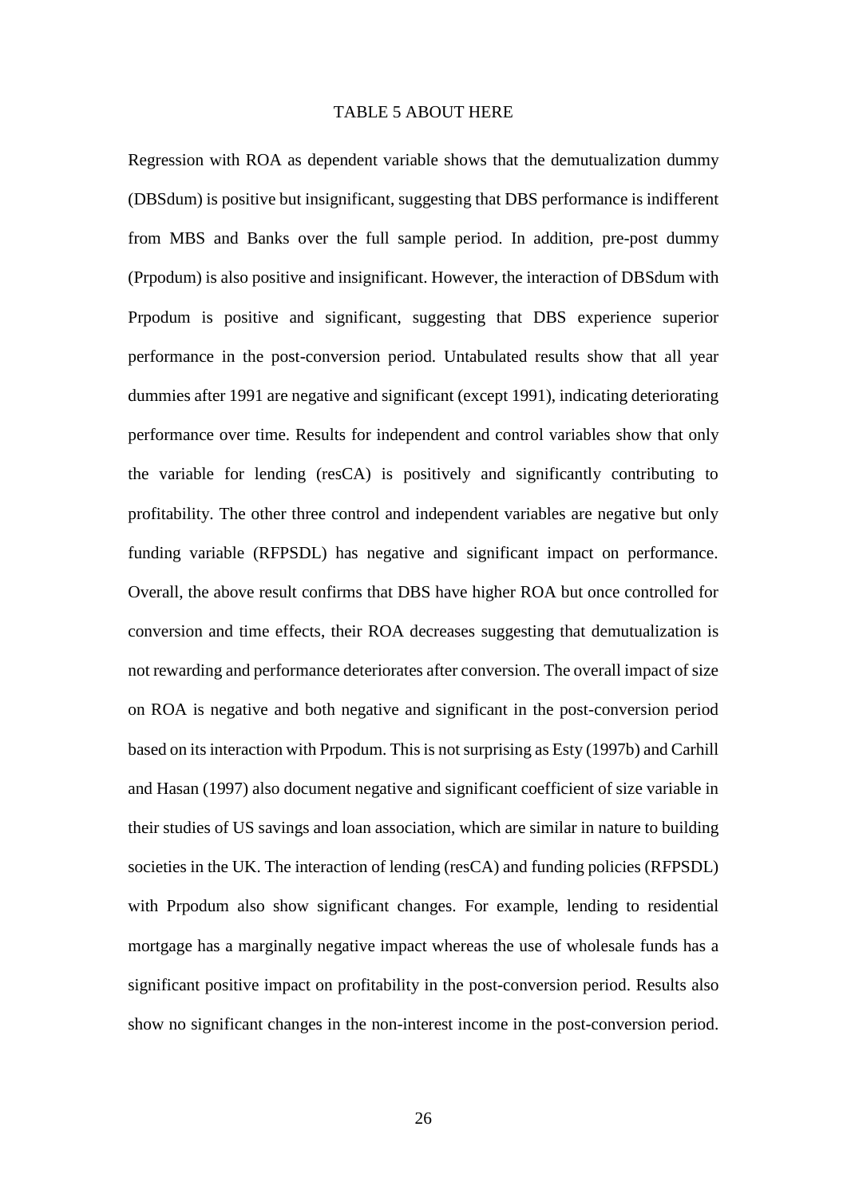TABLE 5 ABOUT HERE

Regression with ROA as dependent variable shows that the demutualization dummy (DBSdum) is positive but insignificant, suggesting that DBS performance is indifferent from MBS and Banks over the full sample period. In addition, pre-post dummy (Prpodum) is also positive and insignificant. However, the interaction of DBSdum with Prpodum is positive and significant, suggesting that DBS experience superior performance in the post-conversion period. Untabulated results show that all year dummies after 1991 are negative and significant (except 1991), indicating deteriorating performance over time. Results for independent and control variables show that only the variable for lending (resCA) is positively and significantly contributing to profitability. The other three control and independent variables are negative but only funding variable (RFPSDL) has negative and significant impact on performance. Overall, the above result confirms that DBS have higher ROA but once controlled for conversion and time effects, their ROA decreases suggesting that demutualization is not rewarding and performance deteriorates after conversion. The overall impact of size on ROA is negative and both negative and significant in the post-conversion period based on its interaction with Prpodum. This is not surprising as Esty (1997b) and Carhill and Hasan (1997) also document negative and significant coefficient of size variable in their studies of US savings and loan association, which are similar in nature to building societies in the UK. The interaction of lending (resCA) and funding policies (RFPSDL) with Prpodum also show significant changes. For example, lending to residential mortgage has a marginally negative impact whereas the use of wholesale funds has a significant positive impact on profitability in the post-conversion period. Results also show no significant changes in the non-interest income in the post-conversion period.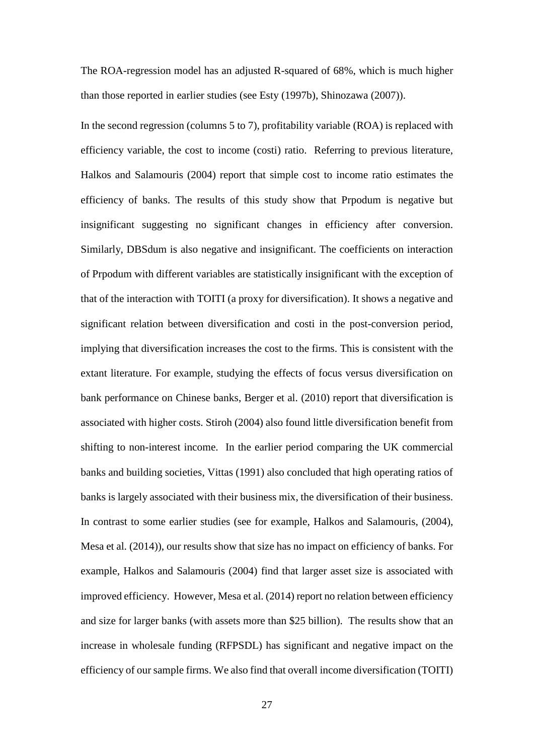The ROA-regression model has an adjusted R-squared of 68%, which is much higher than those reported in earlier studies (see Esty (1997b), Shinozawa (2007)).

In the second regression (columns 5 to 7), profitability variable (ROA) is replaced with efficiency variable, the cost to income (costi) ratio. Referring to previous literature, Halkos and Salamouris (2004) report that simple cost to income ratio estimates the efficiency of banks. The results of this study show that Prpodum is negative but insignificant suggesting no significant changes in efficiency after conversion. Similarly, DBSdum is also negative and insignificant. The coefficients on interaction of Prpodum with different variables are statistically insignificant with the exception of that of the interaction with TOITI (a proxy for diversification). It shows a negative and significant relation between diversification and costi in the post-conversion period, implying that diversification increases the cost to the firms. This is consistent with the extant literature. For example, studying the effects of focus versus diversification on bank performance on Chinese banks, Berger et al. (2010) report that diversification is associated with higher costs. Stiroh (2004) also found little diversification benefit from shifting to non-interest income. In the earlier period comparing the UK commercial banks and building societies, Vittas (1991) also concluded that high operating ratios of banks is largely associated with their business mix, the diversification of their business. In contrast to some earlier studies (see for example, Halkos and Salamouris, (2004), Mesa et al. (2014)), our results show that size has no impact on efficiency of banks. For example, Halkos and Salamouris (2004) find that larger asset size is associated with improved efficiency. However, Mesa et al. (2014) report no relation between efficiency and size for larger banks (with assets more than $25 billion). The results show that an increase in wholesale funding (RFPSDL) has significant and negative impact on the efficiency of our sample firms. We also find that overall income diversification (TOITI)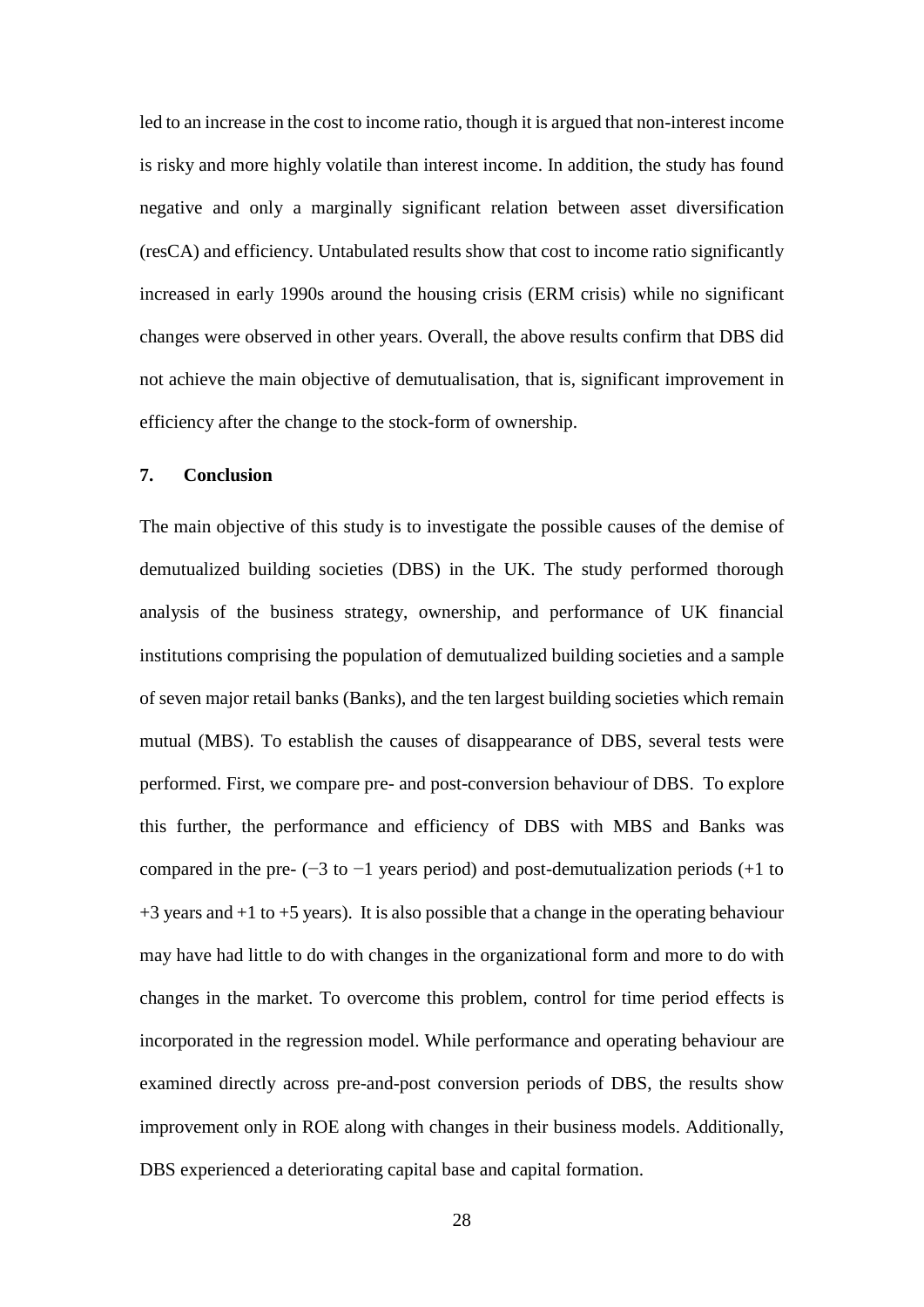led to an increase in the cost to income ratio, though it is argued that non-interest income is risky and more highly volatile than interest income. In addition, the study has found negative and only a marginally significant relation between asset diversification (resCA) and efficiency. Untabulated results show that cost to income ratio significantly increased in early 1990s around the housing crisis (ERM crisis) while no significant changes were observed in other years. Overall, the above results confirm that DBS did not achieve the main objective of demutualisation, that is, significant improvement in efficiency after the change to the stock-form of ownership.

## 7. Conclusion

The main objective of this study is to investigate the possible causes of the demise of demutualized building societies (DBS) in the UK. The study performed thorough analysis of the business strategy, ownership, and performance of UK financial institutions comprising the population of demutualized building societies and a sample of seven major retail banks (Banks), and the ten largest building societies which remain mutual (MBS). To establish the causes of disappearance of DBS, several tests were performed. First, we compare pre- and post-conversion behaviour of DBS. To explore this further, the performance and efficiency of DBS with MBS and Banks was compared in the pre- (−3 to −1 years period) and post-demutualization periods (+1 to +3 years and +1 to +5 years). It is also possible that a change in the operating behaviour may have had little to do with changes in the organizational form and more to do with changes in the market. To overcome this problem, control for time period effects is incorporated in the regression model. While performance and operating behaviour are examined directly across pre-and-post conversion periods of DBS, the results show improvement only in ROE along with changes in their business models. Additionally, DBS experienced a deteriorating capital base and capital formation.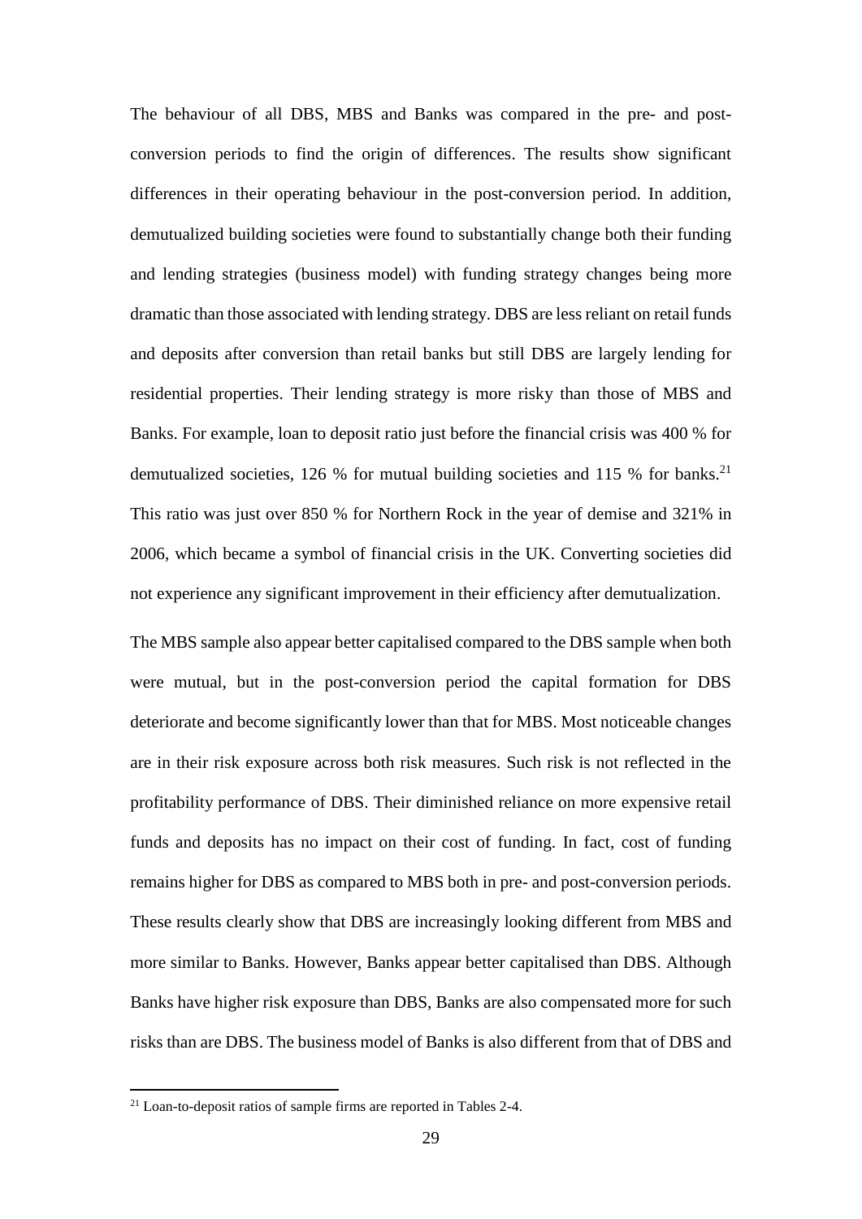The behaviour of all DBS, MBS and Banks was compared in the pre- and post-conversion periods to find the origin of differences. The results show significant differences in their operating behaviour in the post-conversion period. In addition, demutualized building societies were found to substantially change both their funding and lending strategies (business model) with funding strategy changes being more dramatic than those associated with lending strategy. DBS are less reliant on retail funds and deposits after conversion than retail banks but still DBS are largely lending for residential properties. Their lending strategy is more risky than those of MBS and Banks. For example, loan to deposit ratio just before the financial crisis was 400 % for demutualized societies, 126 % for mutual building societies and 115 % for banks.[21] This ratio was just over 850 % for Northern Rock in the year of demise and 321% in 2006, which became a symbol of financial crisis in the UK. Converting societies did not experience any significant improvement in their efficiency after demutualization.

The MBS sample also appear better capitalised compared to the DBS sample when both were mutual, but in the post-conversion period the capital formation for DBS deteriorate and become significantly lower than that for MBS. Most noticeable changes are in their risk exposure across both risk measures. Such risk is not reflected in the profitability performance of DBS. Their diminished reliance on more expensive retail funds and deposits has no impact on their cost of funding. In fact, cost of funding remains higher for DBS as compared to MBS both in pre- and post-conversion periods. These results clearly show that DBS are increasingly looking different from MBS and more similar to Banks. However, Banks appear better capitalised than DBS. Although Banks have higher risk exposure than DBS, Banks are also compensated more for such risks than are DBS. The business model of Banks is also different from that of DBS and

[21] Loan-to-deposit ratios of sample firms are reported in Tables 2-4.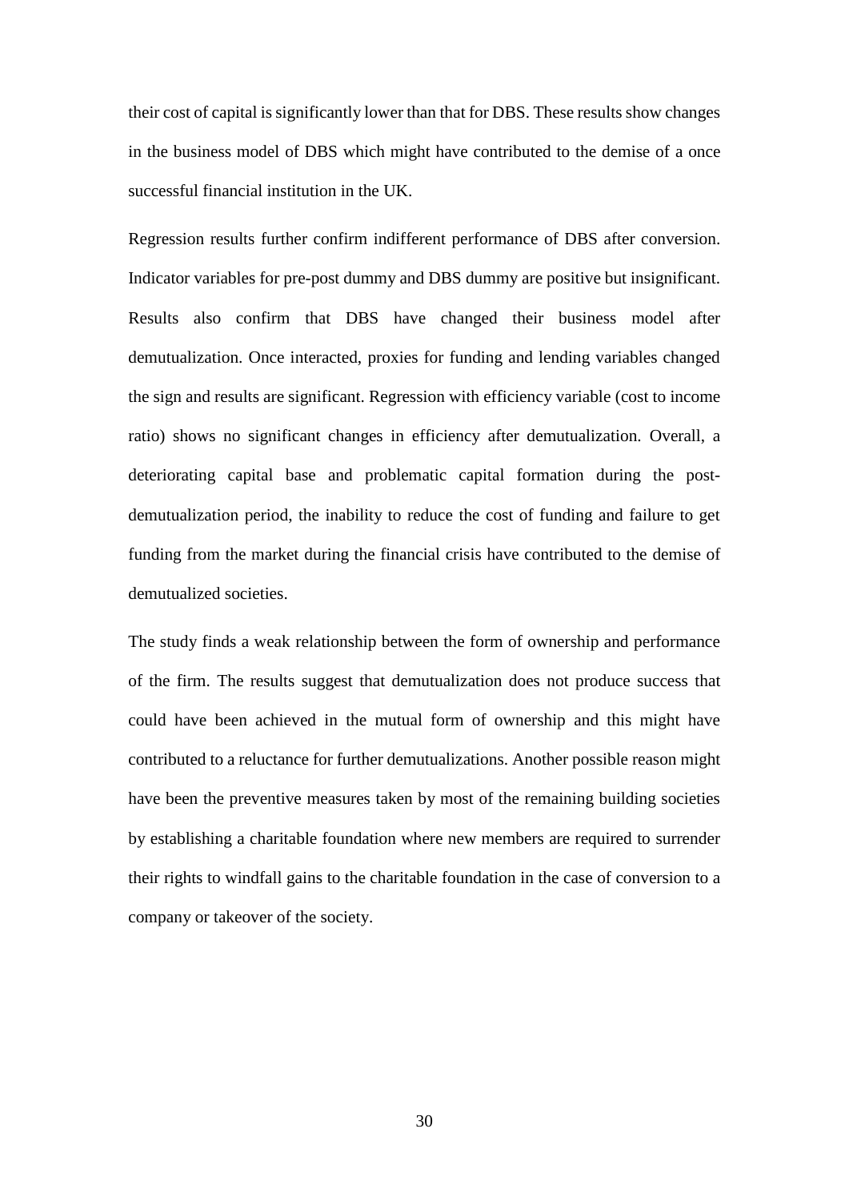their cost of capital is significantly lower than that for DBS. These results show changes in the business model of DBS which might have contributed to the demise of a once successful financial institution in the UK.

Regression results further confirm indifferent performance of DBS after conversion. Indicator variables for pre-post dummy and DBS dummy are positive but insignificant. Results also confirm that DBS have changed their business model after demutualization. Once interacted, proxies for funding and lending variables changed the sign and results are significant. Regression with efficiency variable (cost to income ratio) shows no significant changes in efficiency after demutualization. Overall, a deteriorating capital base and problematic capital formation during the post-demutualization period, the inability to reduce the cost of funding and failure to get funding from the market during the financial crisis have contributed to the demise of demutualized societies.

The study finds a weak relationship between the form of ownership and performance of the firm. The results suggest that demutualization does not produce success that could have been achieved in the mutual form of ownership and this might have contributed to a reluctance for further demutualizations. Another possible reason might have been the preventive measures taken by most of the remaining building societies by establishing a charitable foundation where new members are required to surrender their rights to windfall gains to the charitable foundation in the case of conversion to a company or takeover of the society.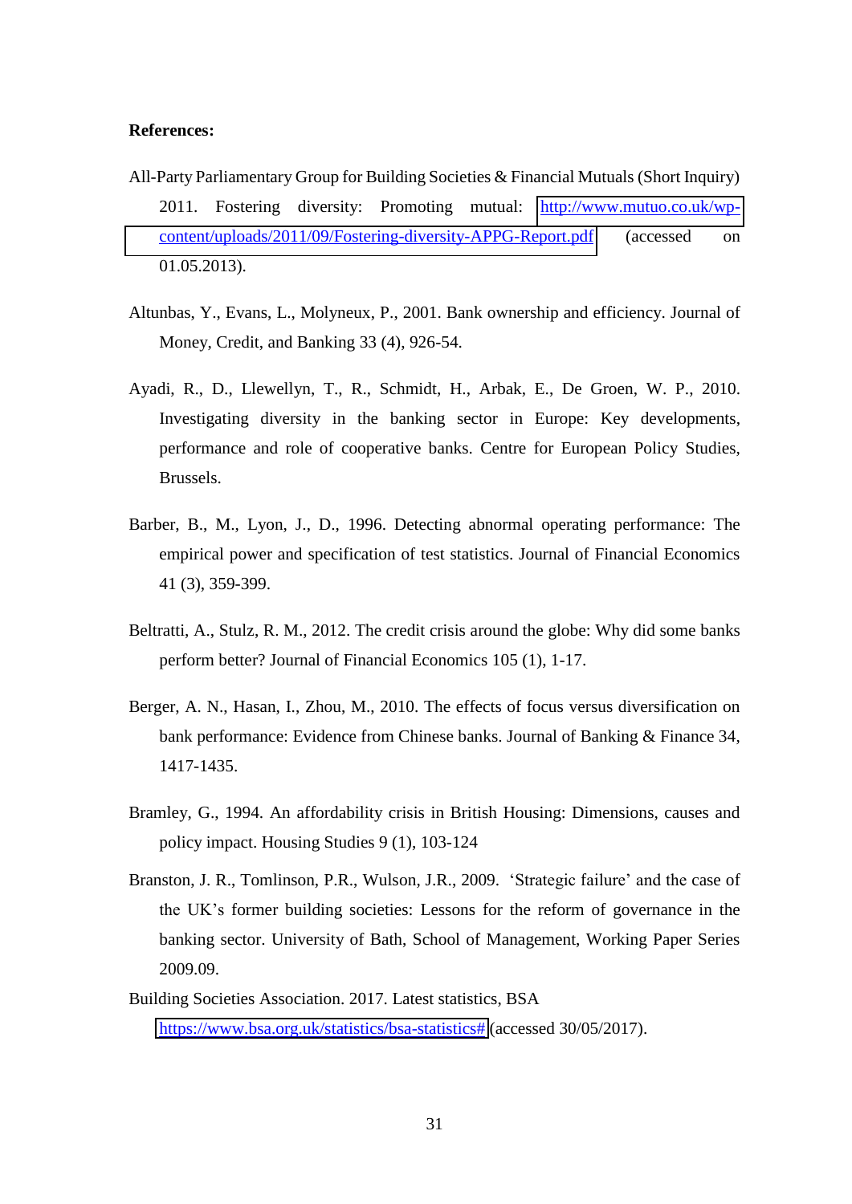**References:**

All-Party Parliamentary Group for Building Societies & Financial Mutuals (Short Inquiry) 2011. Fostering diversity: Promoting mutual: http://www.mutuo.co.uk/wp-content/uploads/2011/09/Fostering-diversity-APPG-Report.pdf (accessed on 01.05.2013).

Altunbas, Y., Evans, L., Molyneux, P., 2001. Bank ownership and efficiency. Journal of Money, Credit, and Banking 33 (4), 926-54.

Ayadi, R., D., Llewellyn, T., R., Schmidt, H., Arbak, E., De Groen, W. P., 2010. Investigating diversity in the banking sector in Europe: Key developments, performance and role of cooperative banks. Centre for European Policy Studies, Brussels.

Barber, B., M., Lyon, J., D., 1996. Detecting abnormal operating performance: The empirical power and specification of test statistics. Journal of Financial Economics 41 (3), 359-399.

Beltratti, A., Stulz, R. M., 2012. The credit crisis around the globe: Why did some banks perform better? Journal of Financial Economics 105 (1), 1-17.

Berger, A. N., Hasan, I., Zhou, M., 2010. The effects of focus versus diversification on bank performance: Evidence from Chinese banks. Journal of Banking & Finance 34, 1417-1435.

Bramley, G., 1994. An affordability crisis in British Housing: Dimensions, causes and policy impact. Housing Studies 9 (1), 103-124

Branston, J. R., Tomlinson, P.R., Wulson, J.R., 2009. 'Strategic failure' and the case of the UK's former building societies: Lessons for the reform of governance in the banking sector. University of Bath, School of Management, Working Paper Series 2009.09.

Building Societies Association. 2017. Latest statistics, BSA https://www.bsa.org.uk/statistics/bsa-statistics# (accessed 30/05/2017).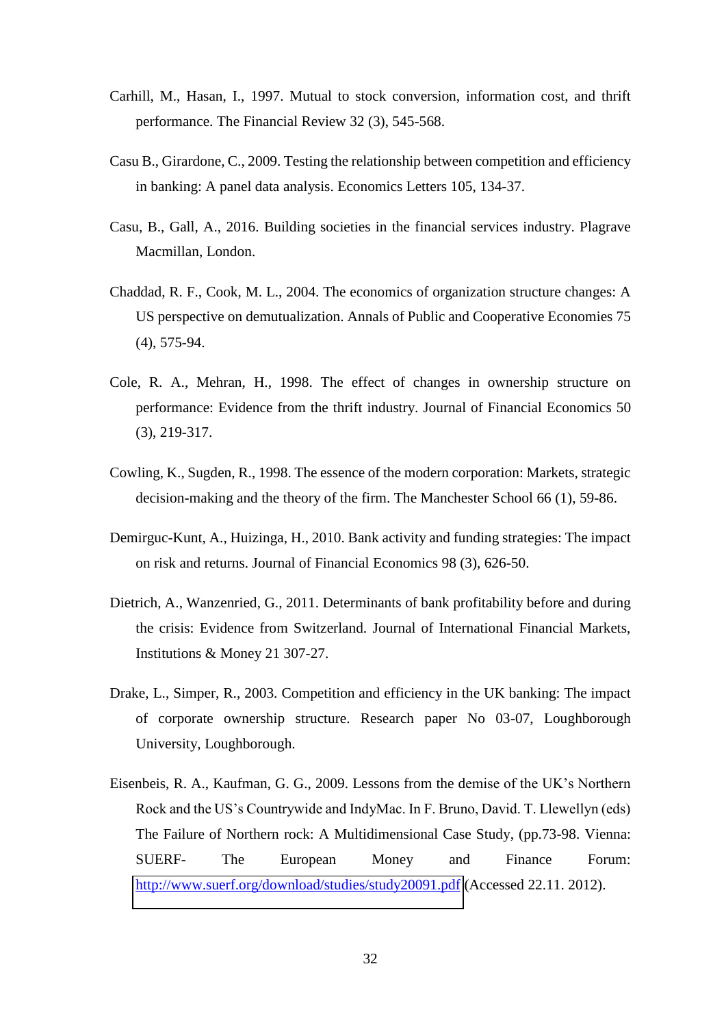Carhill, M., Hasan, I., 1997. Mutual to stock conversion, information cost, and thrift performance. The Financial Review 32 (3), 545-568.

Casu B., Girardone, C., 2009. Testing the relationship between competition and efficiency in banking: A panel data analysis. Economics Letters 105, 134-37.

Casu, B., Gall, A., 2016. Building societies in the financial services industry. Plagrave Macmillan, London.

Chaddad, R. F., Cook, M. L., 2004. The economics of organization structure changes: A US perspective on demutualization. Annals of Public and Cooperative Economies 75 (4), 575-94.

Cole, R. A., Mehran, H., 1998. The effect of changes in ownership structure on performance: Evidence from the thrift industry. Journal of Financial Economics 50 (3), 219-317.

Cowling, K., Sugden, R., 1998. The essence of the modern corporation: Markets, strategic decision-making and the theory of the firm. The Manchester School 66 (1), 59-86.

Demirguc-Kunt, A., Huizinga, H., 2010. Bank activity and funding strategies: The impact on risk and returns. Journal of Financial Economics 98 (3), 626-50.

Dietrich, A., Wanzenried, G., 2011. Determinants of bank profitability before and during the crisis: Evidence from Switzerland. Journal of International Financial Markets, Institutions & Money 21 307-27.

Drake, L., Simper, R., 2003. Competition and efficiency in the UK banking: The impact of corporate ownership structure. Research paper No 03-07, Loughborough University, Loughborough.

Eisenbeis, R. A., Kaufman, G. G., 2009. Lessons from the demise of the UK's Northern Rock and the US's Countrywide and IndyMac. In F. Bruno, David. T. Llewellyn (eds) The Failure of Northern rock: A Multidimensional Case Study, (pp.73-98. Vienna: SUERF- The European Money and Finance Forum: http://www.suerf.org/download/studies/study20091.pdf (Accessed 22.11. 2012).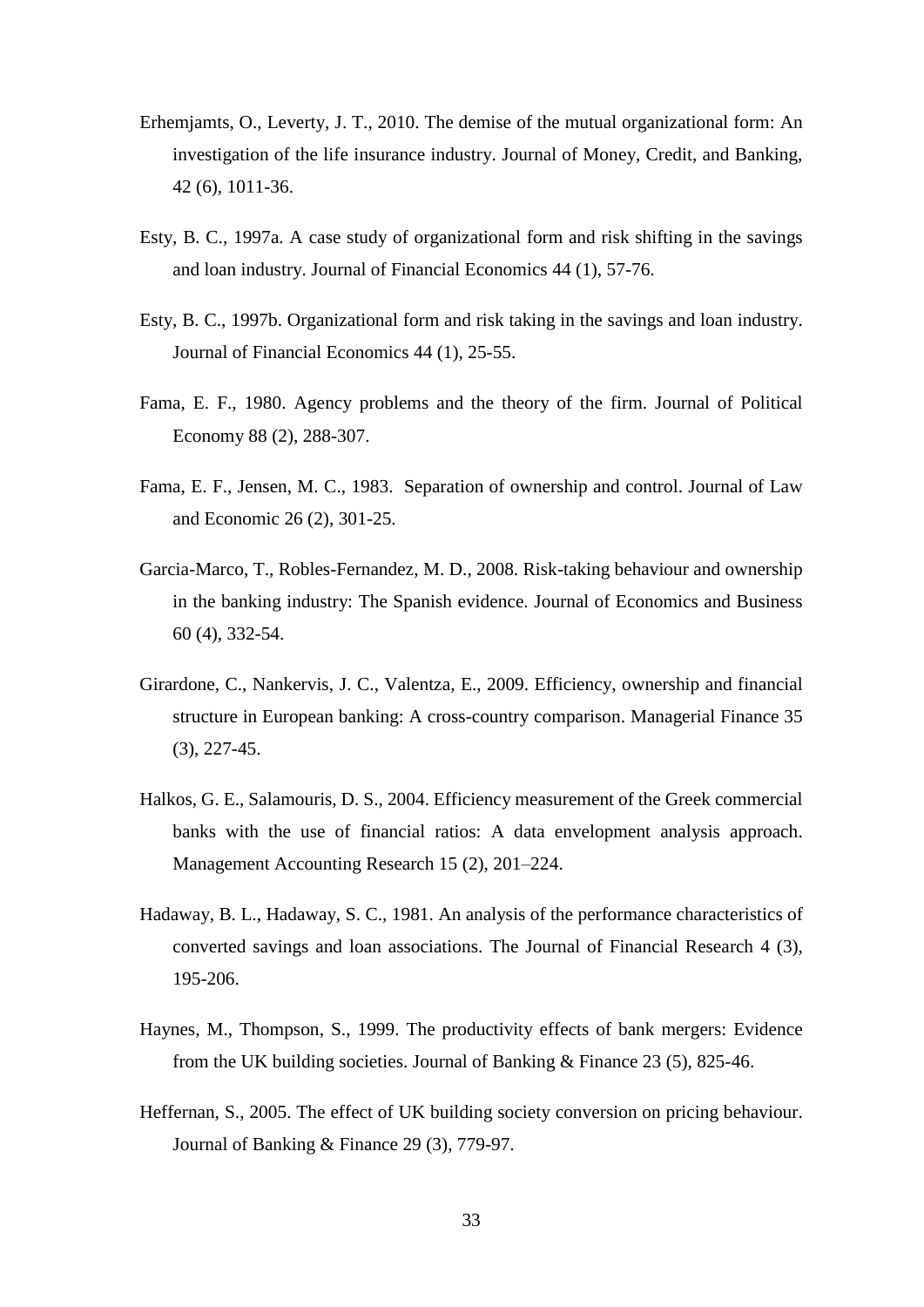Erhemjamts, O., Leverty, J. T., 2010. The demise of the mutual organizational form: An investigation of the life insurance industry. Journal of Money, Credit, and Banking, 42 (6), 1011-36.

Esty, B. C., 1997a. A case study of organizational form and risk shifting in the savings and loan industry. Journal of Financial Economics 44 (1), 57-76.

Esty, B. C., 1997b. Organizational form and risk taking in the savings and loan industry. Journal of Financial Economics 44 (1), 25-55.

Fama, E. F., 1980. Agency problems and the theory of the firm. Journal of Political Economy 88 (2), 288-307.

Fama, E. F., Jensen, M. C., 1983. Separation of ownership and control. Journal of Law and Economic 26 (2), 301-25.

Garcia-Marco, T., Robles-Fernandez, M. D., 2008. Risk-taking behaviour and ownership in the banking industry: The Spanish evidence. Journal of Economics and Business 60 (4), 332-54.

Girardone, C., Nankervis, J. C., Valentza, E., 2009. Efficiency, ownership and financial structure in European banking: A cross-country comparison. Managerial Finance 35 (3), 227-45.

Halkos, G. E., Salamouris, D. S., 2004. Efficiency measurement of the Greek commercial banks with the use of financial ratios: A data envelopment analysis approach. Management Accounting Research 15 (2), 201–224.

Hadaway, B. L., Hadaway, S. C., 1981. An analysis of the performance characteristics of converted savings and loan associations. The Journal of Financial Research 4 (3), 195-206.

Haynes, M., Thompson, S., 1999. The productivity effects of bank mergers: Evidence from the UK building societies. Journal of Banking & Finance 23 (5), 825-46.

Heffernan, S., 2005. The effect of UK building society conversion on pricing behaviour. Journal of Banking & Finance 29 (3), 779-97.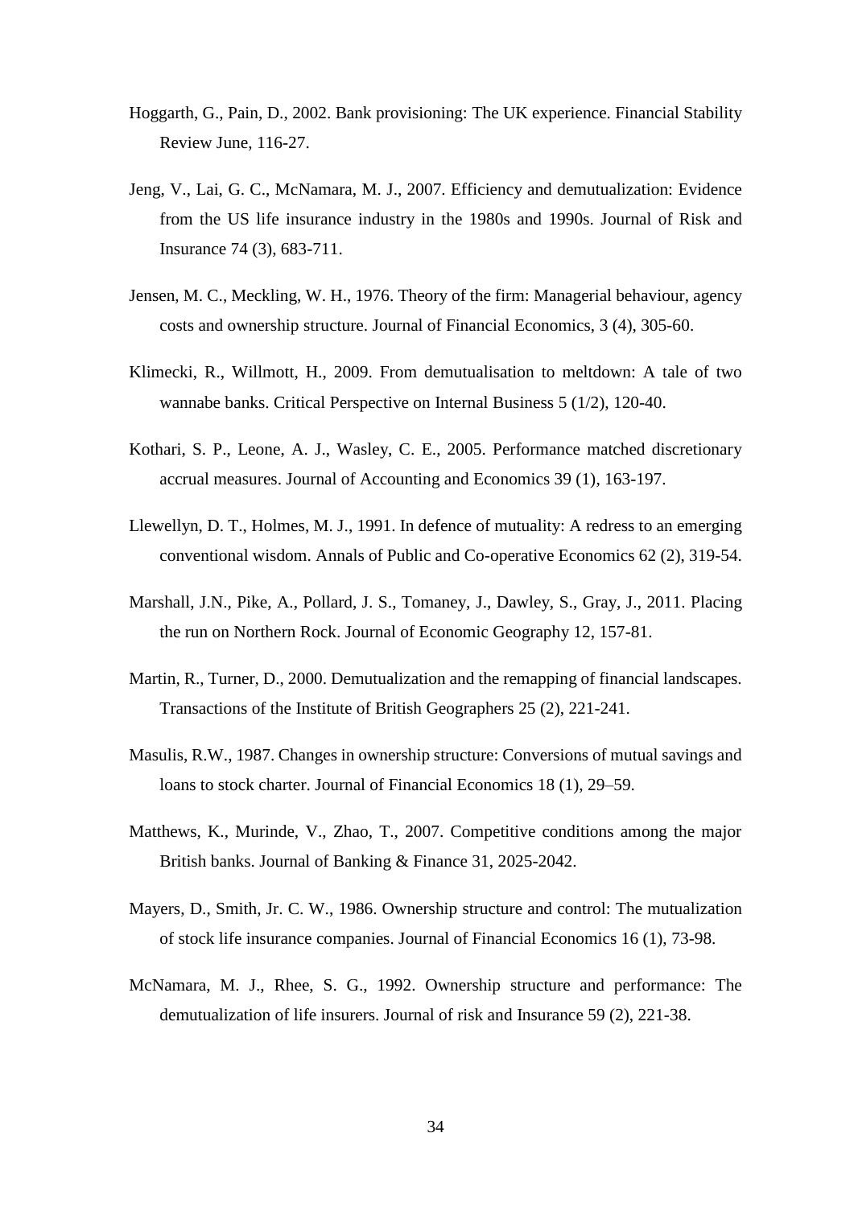Hoggarth, G., Pain, D., 2002. Bank provisioning: The UK experience. Financial Stability Review June, 116-27.

Jeng, V., Lai, G. C., McNamara, M. J., 2007. Efficiency and demutualization: Evidence from the US life insurance industry in the 1980s and 1990s. Journal of Risk and Insurance 74 (3), 683-711.

Jensen, M. C., Meckling, W. H., 1976. Theory of the firm: Managerial behaviour, agency costs and ownership structure. Journal of Financial Economics, 3 (4), 305-60.

Klimecki, R., Willmott, H., 2009. From demutualisation to meltdown: A tale of two wannabe banks. Critical Perspective on Internal Business 5 (1/2), 120-40.

Kothari, S. P., Leone, A. J., Wasley, C. E., 2005. Performance matched discretionary accrual measures. Journal of Accounting and Economics 39 (1), 163-197.

Llewellyn, D. T., Holmes, M. J., 1991. In defence of mutuality: A redress to an emerging conventional wisdom. Annals of Public and Co-operative Economics 62 (2), 319-54.

Marshall, J.N., Pike, A., Pollard, J. S., Tomaney, J., Dawley, S., Gray, J., 2011. Placing the run on Northern Rock. Journal of Economic Geography 12, 157-81.

Martin, R., Turner, D., 2000. Demutualization and the remapping of financial landscapes. Transactions of the Institute of British Geographers 25 (2), 221-241.

Masulis, R.W., 1987. Changes in ownership structure: Conversions of mutual savings and loans to stock charter. Journal of Financial Economics 18 (1), 29–59.

Matthews, K., Murinde, V., Zhao, T., 2007. Competitive conditions among the major British banks. Journal of Banking & Finance 31, 2025-2042.

Mayers, D., Smith, Jr. C. W., 1986. Ownership structure and control: The mutualization of stock life insurance companies. Journal of Financial Economics 16 (1), 73-98.

McNamara, M. J., Rhee, S. G., 1992. Ownership structure and performance: The demutualization of life insurers. Journal of risk and Insurance 59 (2), 221-38.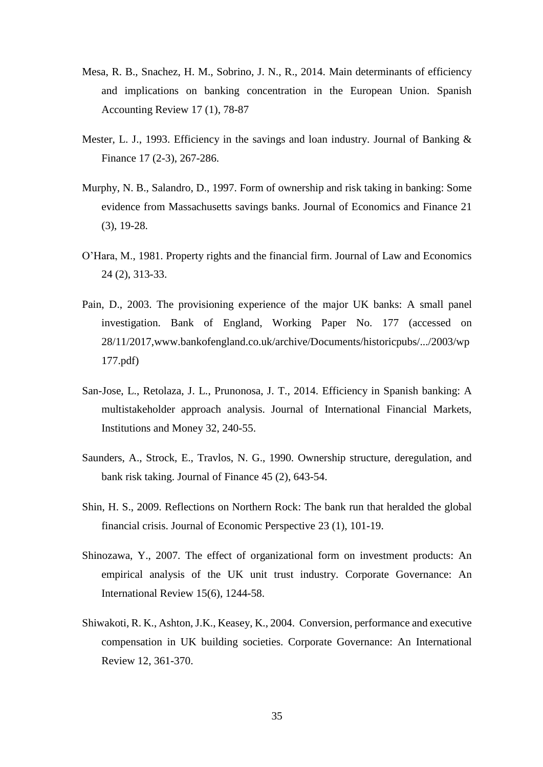Mesa, R. B., Snachez, H. M., Sobrino, J. N., R., 2014. Main determinants of efficiency and implications on banking concentration in the European Union. Spanish Accounting Review 17 (1), 78-87

Mester, L. J., 1993. Efficiency in the savings and loan industry. Journal of Banking & Finance 17 (2-3), 267-286.

Murphy, N. B., Salandro, D., 1997. Form of ownership and risk taking in banking: Some evidence from Massachusetts savings banks. Journal of Economics and Finance 21 (3), 19-28.

O'Hara, M., 1981. Property rights and the financial firm. Journal of Law and Economics 24 (2), 313-33.

Pain, D., 2003. The provisioning experience of the major UK banks: A small panel investigation. Bank of England, Working Paper No. 177 (accessed on 28/11/2017,www.bankofengland.co.uk/archive/Documents/historicpubs/.../2003/wp177.pdf)

San-Jose, L., Retolaza, J. L., Prunonosa, J. T., 2014. Efficiency in Spanish banking: A multistakeholder approach analysis. Journal of International Financial Markets, Institutions and Money 32, 240-55.

Saunders, A., Strock, E., Travlos, N. G., 1990. Ownership structure, deregulation, and bank risk taking. Journal of Finance 45 (2), 643-54.

Shin, H. S., 2009. Reflections on Northern Rock: The bank run that heralded the global financial crisis. Journal of Economic Perspective 23 (1), 101-19.

Shinozawa, Y., 2007. The effect of organizational form on investment products: An empirical analysis of the UK unit trust industry. Corporate Governance: An International Review 15(6), 1244-58.

Shiwakoti, R. K., Ashton, J.K., Keasey, K., 2004. Conversion, performance and executive compensation in UK building societies. Corporate Governance: An International Review 12, 361-370.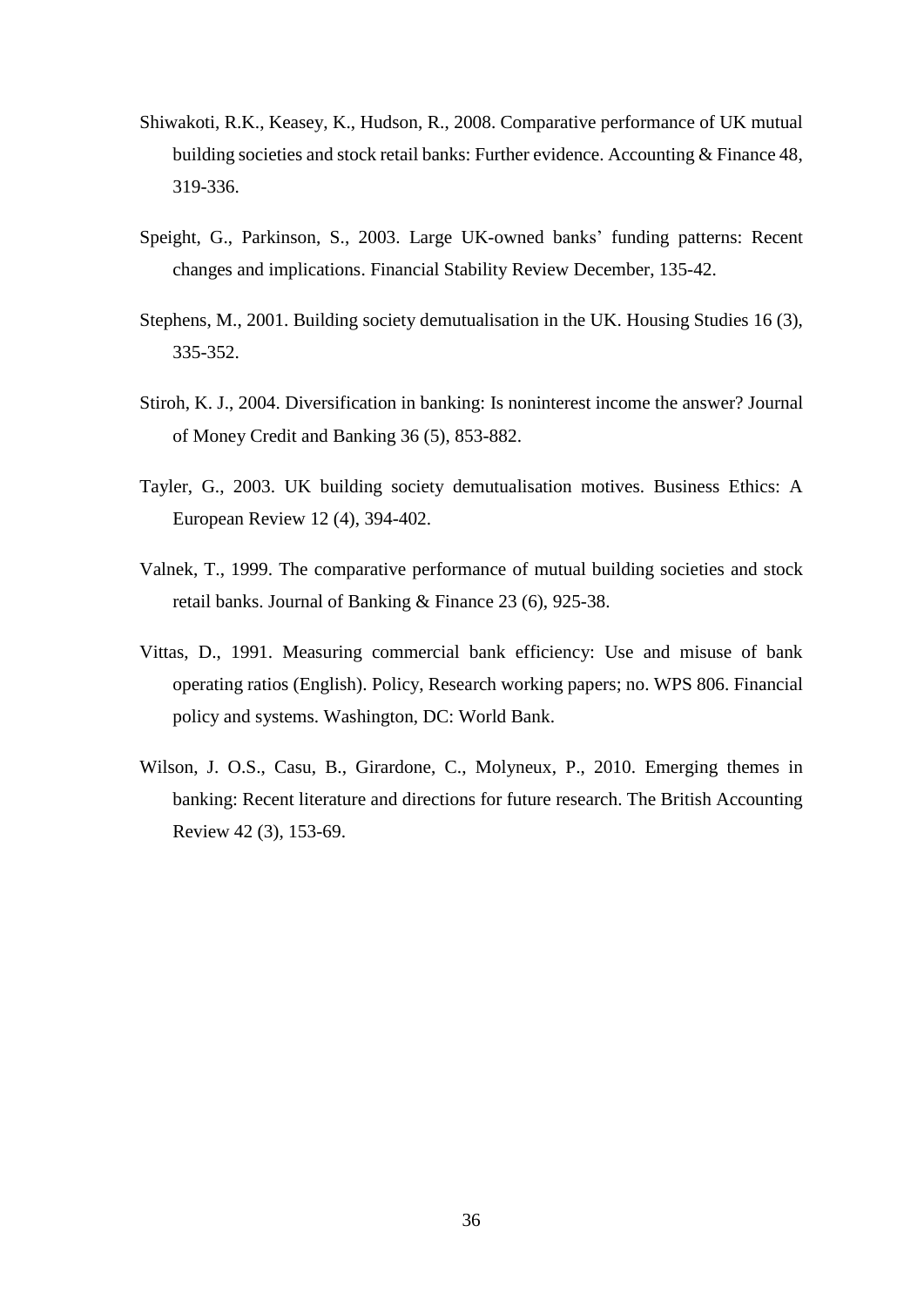Shiwakoti, R.K., Keasey, K., Hudson, R., 2008. Comparative performance of UK mutual building societies and stock retail banks: Further evidence. Accounting & Finance 48, 319-336.

Speight, G., Parkinson, S., 2003. Large UK-owned banks' funding patterns: Recent changes and implications. Financial Stability Review December, 135-42.

Stephens, M., 2001. Building society demutualisation in the UK. Housing Studies 16 (3), 335-352.

Stiroh, K. J., 2004. Diversification in banking: Is noninterest income the answer? Journal of Money Credit and Banking 36 (5), 853-882.

Tayler, G., 2003. UK building society demutualisation motives. Business Ethics: A European Review 12 (4), 394-402.

Valnek, T., 1999. The comparative performance of mutual building societies and stock retail banks. Journal of Banking & Finance 23 (6), 925-38.

Vittas, D., 1991. Measuring commercial bank efficiency: Use and misuse of bank operating ratios (English). Policy, Research working papers; no. WPS 806. Financial policy and systems. Washington, DC: World Bank.

Wilson, J. O.S., Casu, B., Girardone, C., Molyneux, P., 2010. Emerging themes in banking: Recent literature and directions for future research. The British Accounting Review 42 (3), 153-69.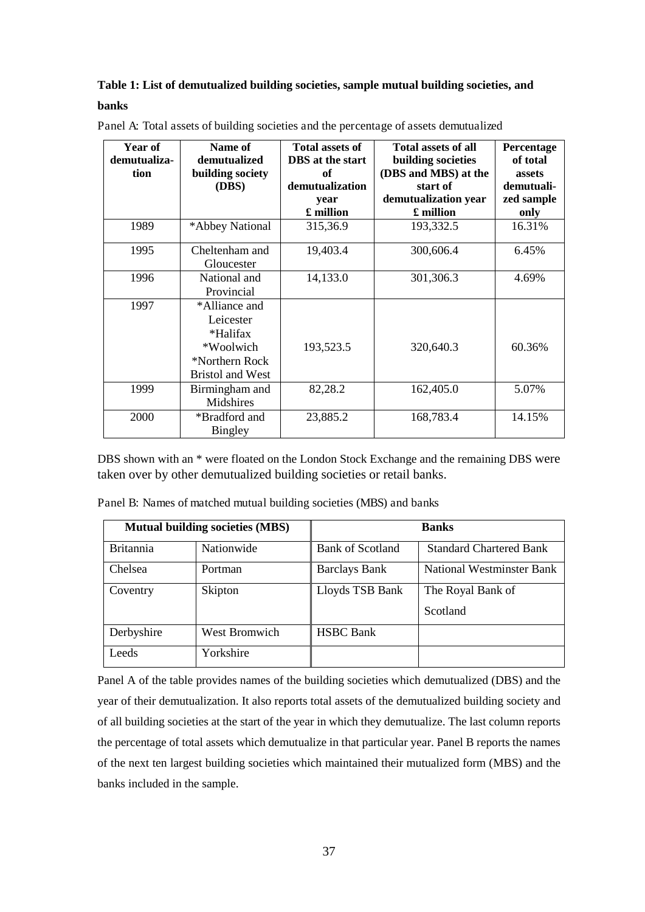**Table 1: List of demutualized building societies, sample mutual building societies, and banks**

Panel A: Total assets of building societies and the percentage of assets demutualized

| Year of demutualiza-tion | Name of demutualized building society (DBS) | Total assets of DBS at the start of demutualization year £ million | Total assets of all building societies (DBS and MBS) at the start of demutualization year £ million | Percentage of total assets demutuali-zed sample only |
|---|---|---|---|---|
| 1989 | *Abbey National | 315,36.9 | 193,332.5 | 16.31% |
| 1995 | Cheltenham and Gloucester | 19,403.4 | 300,606.4 | 6.45% |
| 1996 | National and Provincial | 14,133.0 | 301,306.3 | 4.69% |
| 1997 | *Alliance and Leicester *Halifax *Woolwich *Northern Rock Bristol and West | 193,523.5 | 320,640.3 | 60.36% |
| 1999 | Birmingham and Midshires | 82,28.2 | 162,405.0 | 5.07% |
| 2000 | *Bradford and Bingley | 23,885.2 | 168,783.4 | 14.15% |

DBS shown with an * were floated on the London Stock Exchange and the remaining DBS were taken over by other demutualized building societies or retail banks.

Panel B: Names of matched mutual building societies (MBS) and banks

| Mutual building societies (MBS) | | Banks | |
|---|---|---|---|
| Britannia | Nationwide | Bank of Scotland | Standard Chartered Bank |
| Chelsea | Portman | Barclays Bank | National Westminster Bank |
| Coventry | Skipton | Lloyds TSB Bank | The Royal Bank of Scotland |
| Derbyshire | West Bromwich | HSBC Bank | |
| Leeds | Yorkshire | | |

Panel A of the table provides names of the building societies which demutualized (DBS) and the year of their demutualization. It also reports total assets of the demutualized building society and of all building societies at the start of the year in which they demutualize. The last column reports the percentage of total assets which demutualize in that particular year. Panel B reports the names of the next ten largest building societies which maintained their mutualized form (MBS) and the banks included in the sample.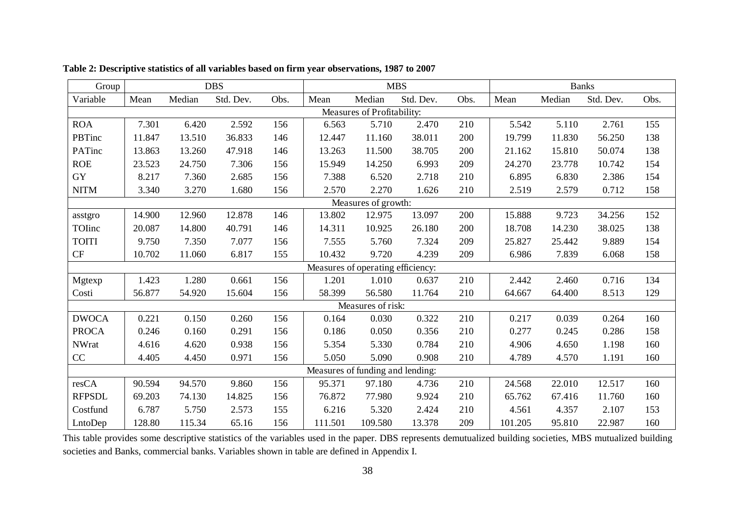**Table 2: Descriptive statistics of all variables based on firm year observations, 1987 to 2007**

| Group | DBS | | | | MBS | | | | Banks | | | |
|---|---|---|---|---|---|---|---|---|---|---|---|---|
| Variable | Mean | Median | Std. Dev. | Obs. | Mean | Median | Std. Dev. | Obs. | Mean | Median | Std. Dev. | Obs. |
| Measures of Profitability: | | | | | | | | | | | | |
| ROA | 7.301 | 6.420 | 2.592 | 156 | 6.563 | 5.710 | 2.470 | 210 | 5.542 | 5.110 | 2.761 | 155 |
| PBTinc | 11.847 | 13.510 | 36.833 | 146 | 12.447 | 11.160 | 38.011 | 200 | 19.799 | 11.830 | 56.250 | 138 |
| PATinc | 13.863 | 13.260 | 47.918 | 146 | 13.263 | 11.500 | 38.705 | 200 | 21.162 | 15.810 | 50.074 | 138 |
| ROE | 23.523 | 24.750 | 7.306 | 156 | 15.949 | 14.250 | 6.993 | 209 | 24.270 | 23.778 | 10.742 | 154 |
| GY | 8.217 | 7.360 | 2.685 | 156 | 7.388 | 6.520 | 2.718 | 210 | 6.895 | 6.830 | 2.386 | 154 |
| NITM | 3.340 | 3.270 | 1.680 | 156 | 2.570 | 2.270 | 1.626 | 210 | 2.519 | 2.579 | 0.712 | 158 |
| Measures of growth: | | | | | | | | | | | | |
| asstgro | 14.900 | 12.960 | 12.878 | 146 | 13.802 | 12.975 | 13.097 | 200 | 15.888 | 9.723 | 34.256 | 152 |
| TOIinc | 20.087 | 14.800 | 40.791 | 146 | 14.311 | 10.925 | 26.180 | 200 | 18.708 | 14.230 | 38.025 | 138 |
| TOITI | 9.750 | 7.350 | 7.077 | 156 | 7.555 | 5.760 | 7.324 | 209 | 25.827 | 25.442 | 9.889 | 154 |
| CF | 10.702 | 11.060 | 6.817 | 155 | 10.432 | 9.720 | 4.239 | 209 | 6.986 | 7.839 | 6.068 | 158 |
| Measures of operating efficiency: | | | | | | | | | | | | |
| Mgtexp | 1.423 | 1.280 | 0.661 | 156 | 1.201 | 1.010 | 0.637 | 210 | 2.442 | 2.460 | 0.716 | 134 |
| Costi | 56.877 | 54.920 | 15.604 | 156 | 58.399 | 56.580 | 11.764 | 210 | 64.667 | 64.400 | 8.513 | 129 |
| Measures of risk: | | | | | | | | | | | | |
| DWOCA | 0.221 | 0.150 | 0.260 | 156 | 0.164 | 0.030 | 0.322 | 210 | 0.217 | 0.039 | 0.264 | 160 |
| PROCA | 0.246 | 0.160 | 0.291 | 156 | 0.186 | 0.050 | 0.356 | 210 | 0.277 | 0.245 | 0.286 | 158 |
| NWrat | 4.616 | 4.620 | 0.938 | 156 | 5.354 | 5.330 | 0.784 | 210 | 4.906 | 4.650 | 1.198 | 160 |
| CC | 4.405 | 4.450 | 0.971 | 156 | 5.050 | 5.090 | 0.908 | 210 | 4.789 | 4.570 | 1.191 | 160 |
| Measures of funding and lending: | | | | | | | | | | | | |
| resCA | 90.594 | 94.570 | 9.860 | 156 | 95.371 | 97.180 | 4.736 | 210 | 24.568 | 22.010 | 12.517 | 160 |
| RFPSDL | 69.203 | 74.130 | 14.825 | 156 | 76.872 | 77.980 | 9.924 | 210 | 65.762 | 67.416 | 11.760 | 160 |
| Costfund | 6.787 | 5.750 | 2.573 | 155 | 6.216 | 5.320 | 2.424 | 210 | 4.561 | 4.357 | 2.107 | 153 |
| LntoDep | 128.80 | 115.34 | 65.16 | 156 | 111.501 | 109.580 | 13.378 | 209 | 101.205 | 95.810 | 22.987 | 160 |

This table provides some descriptive statistics of the variables used in the paper. DBS represents demutualized building societies, MBS mutualized building societies and Banks, commercial banks. Variables shown in table are defined in Appendix I.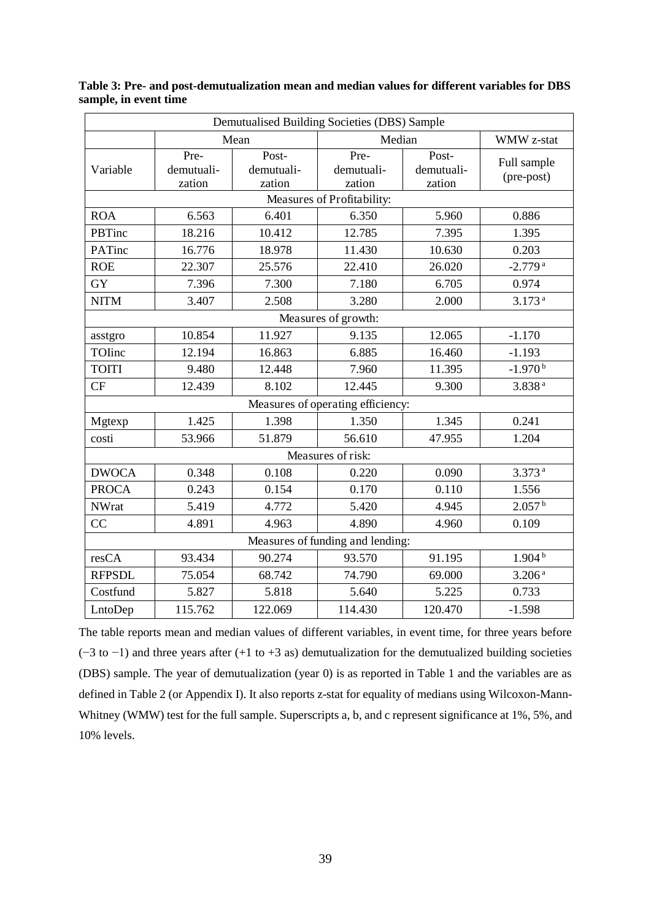**Table 3: Pre- and post-demutualization mean and median values for different variables for DBS sample, in event time**

| Demutualised Building Societies (DBS) Sample | | | | | |
|---|---|---|---|---|---|
| | Mean | | Median | | WMW z-stat |
| Variable | Pre-demutualization | Post-demutualization | Pre-demutualization | Post-demutualization | Full sample (pre-post) |
| Measures of Profitability: | | | | | |
| ROA | 6.563 | 6.401 | 6.350 | 5.960 | 0.886 |
| PBTinc | 18.216 | 10.412 | 12.785 | 7.395 | 1.395 |
| PATinc | 16.776 | 18.978 | 11.430 | 10.630 | 0.203 |
| ROE | 22.307 | 25.576 | 22.410 | 26.020 | -2.779 [a] |
| GY | 7.396 | 7.300 | 7.180 | 6.705 | 0.974 |
| NITM | 3.407 | 2.508 | 3.280 | 2.000 | 3.173 [a] |
| Measures of growth: | | | | | |
| asstgro | 10.854 | 11.927 | 9.135 | 12.065 | -1.170 |
| TOIinc | 12.194 | 16.863 | 6.885 | 16.460 | -1.193 |
| TOITI | 9.480 | 12.448 | 7.960 | 11.395 | -1.970 [b] |
| CF | 12.439 | 8.102 | 12.445 | 9.300 | 3.838 [a] |
| Measures of operating efficiency: | | | | | |
| Mgtexp | 1.425 | 1.398 | 1.350 | 1.345 | 0.241 |
| costi | 53.966 | 51.879 | 56.610 | 47.955 | 1.204 |
| Measures of risk: | | | | | |
| DWOCA | 0.348 | 0.108 | 0.220 | 0.090 | 3.373 [a] |
| PROCA | 0.243 | 0.154 | 0.170 | 0.110 | 1.556 |
| NWrat | 5.419 | 4.772 | 5.420 | 4.945 | 2.057 [b] |
| CC | 4.891 | 4.963 | 4.890 | 4.960 | 0.109 |
| Measures of funding and lending: | | | | | |
| resCA | 93.434 | 90.274 | 93.570 | 91.195 | 1.904 [b] |
| RFPSDL | 75.054 | 68.742 | 74.790 | 69.000 | 3.206 [a] |
| Costfund | 5.827 | 5.818 | 5.640 | 5.225 | 0.733 |
| LntoDep | 115.762 | 122.069 | 114.430 | 120.470 | -1.598 |

The table reports mean and median values of different variables, in event time, for three years before (−3 to −1) and three years after (+1 to +3 as) demutualization for the demutualized building societies (DBS) sample. The year of demutualization (year 0) is as reported in Table 1 and the variables are as defined in Table 2 (or Appendix I). It also reports z-stat for equality of medians using Wilcoxon-Mann-Whitney (WMW) test for the full sample. Superscripts a, b, and c represent significance at 1%, 5%, and 10% levels.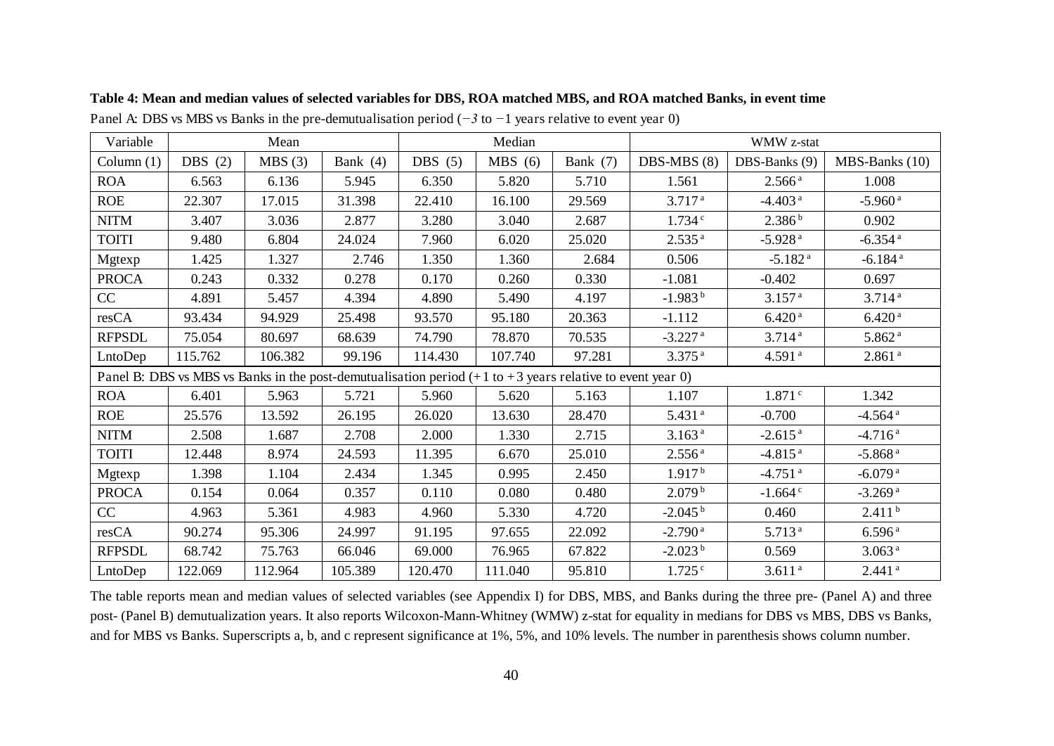**Table 4: Mean and median values of selected variables for DBS, ROA matched MBS, and ROA matched Banks, in event time**

Panel A: DBS vs MBS vs Banks in the pre-demutualisation period ($-3$ to $-1$ years relative to event year 0)

| Variable | Mean | | | Median | | | WMW z-stat | | |
|---|---|---|---|---|---|---|---|---|---|
| Column (1) | DBS (2) | MBS (3) | Bank (4) | DBS (5) | MBS (6) | Bank (7) | DBS-MBS (8) | DBS-Banks (9) | MBS-Banks (10) |
| ROA | 6.563 | 6.136 | 5.945 | 6.350 | 5.820 | 5.710 | 1.561 | 2.566 [a] | 1.008 |
| ROE | 22.307 | 17.015 | 31.398 | 22.410 | 16.100 | 29.569 | 3.717 [a] | -4.403 [a] | -5.960 [a] |
| NITM | 3.407 | 3.036 | 2.877 | 3.280 | 3.040 | 2.687 | 1.734 [c] | 2.386 [b] | 0.902 |
| TOITI | 9.480 | 6.804 | 24.024 | 7.960 | 6.020 | 25.020 | 2.535 [a] | -5.928 [a] | -6.354 [a] |
| Mgtexp | 1.425 | 1.327 | 2.746 | 1.350 | 1.360 | 2.684 | 0.506 | -5.182 [a] | -6.184 [a] |
| PROCA | 0.243 | 0.332 | 0.278 | 0.170 | 0.260 | 0.330 | -1.081 | -0.402 | 0.697 |
| CC | 4.891 | 5.457 | 4.394 | 4.890 | 5.490 | 4.197 | -1.983 [b] | 3.157 [a] | 3.714 [a] |
| resCA | 93.434 | 94.929 | 25.498 | 93.570 | 95.180 | 20.363 | -1.112 | 6.420 [a] | 6.420 [a] |
| RFPSDL | 75.054 | 80.697 | 68.639 | 74.790 | 78.870 | 70.535 | -3.227 [a] | 3.714 [a] | 5.862 [a] |
| LntoDep | 115.762 | 106.382 | 99.196 | 114.430 | 107.740 | 97.281 | 3.375 [a] | 4.591 [a] | 2.861 [a] |
| Panel B: DBS vs MBS vs Banks in the post-demutualisation period ($+1$ to $+3$ years relative to event year 0) | | | | | | | | | |
| ROA | 6.401 | 5.963 | 5.721 | 5.960 | 5.620 | 5.163 | 1.107 | 1.871 [c] | 1.342 |
| ROE | 25.576 | 13.592 | 26.195 | 26.020 | 13.630 | 28.470 | 5.431 [a] | -0.700 | -4.564 [a] |
| NITM | 2.508 | 1.687 | 2.708 | 2.000 | 1.330 | 2.715 | 3.163 [a] | -2.615 [a] | -4.716 [a] |
| TOITI | 12.448 | 8.974 | 24.593 | 11.395 | 6.670 | 25.010 | 2.556 [a] | -4.815 [a] | -5.868 [a] |
| Mgtexp | 1.398 | 1.104 | 2.434 | 1.345 | 0.995 | 2.450 | 1.917 [b] | -4.751 [a] | -6.079 [a] |
| PROCA | 0.154 | 0.064 | 0.357 | 0.110 | 0.080 | 0.480 | 2.079 [b] | -1.664 [c] | -3.269 [a] |
| CC | 4.963 | 5.361 | 4.983 | 4.960 | 5.330 | 4.720 | -2.045 [b] | 0.460 | 2.411 [b] |
| resCA | 90.274 | 95.306 | 24.997 | 91.195 | 97.655 | 22.092 | -2.790 [a] | 5.713 [a] | 6.596 [a] |
| RFPSDL | 68.742 | 75.763 | 66.046 | 69.000 | 76.965 | 67.822 | -2.023 [b] | 0.569 | 3.063 [a] |
| LntoDep | 122.069 | 112.964 | 105.389 | 120.470 | 111.040 | 95.810 | 1.725 [c] | 3.611 [a] | 2.441 [a] |

The table reports mean and median values of selected variables (see Appendix I) for DBS, MBS, and Banks during the three pre- (Panel A) and three post- (Panel B) demutualization years. It also reports Wilcoxon-Mann-Whitney (WMW) z-stat for equality in medians for DBS vs MBS, DBS vs Banks, and for MBS vs Banks. Superscripts a, b, and c represent significance at 1%, 5%, and 10% levels. The number in parenthesis shows column number.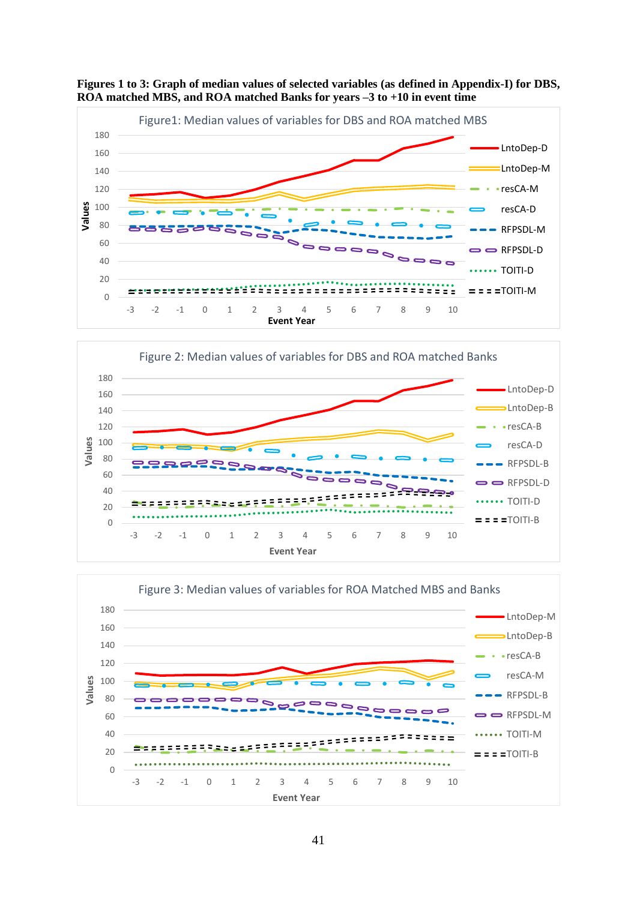**Figures 1 to 3: Graph of median values of selected variables (as defined in Appendix-I) for DBS, ROA matched MBS, and ROA matched Banks for years –3 to +10 in event time**

Figure1: Median values of variables for DBS and ROA matched MBS

Figure 2: Median values of variables for DBS and ROA matched Banks

Figure 3: Median values of variables for ROA Matched MBS and Banks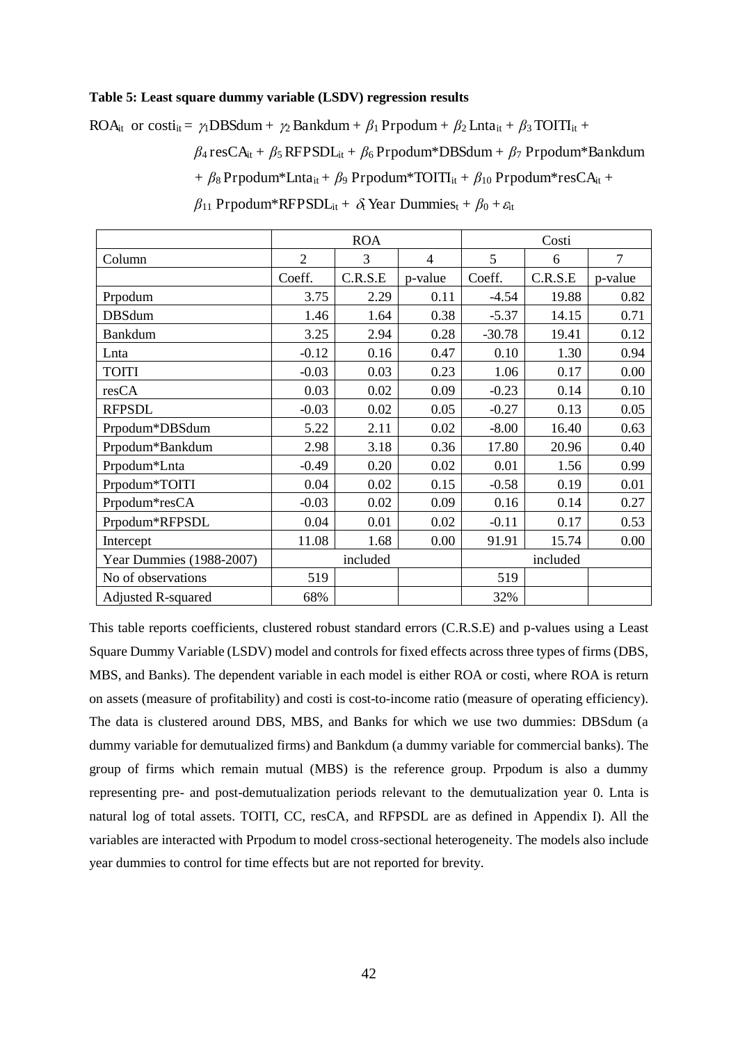**Table 5: Least square dummy variable (LSDV) regression results**

$$ROA_{it} \text{ or } costi_{it} = \gamma_1 DBSdum + \gamma_2 Bankdum + \beta_1 Prpodum + \beta_2 Lnta_{it} + \beta_3 TOITI_{it} + \beta_4 resCA_{it} + \beta_5 RFPSDL_{it} + \beta_6 Prpodum{*}DBSdum + \beta_7 Prpodum{*}Bankdum + \beta_8 Prpodum{*}Lnta_{it} + \beta_9 Prpodum{*}TOITI_{it} + \beta_{10} Prpodum{*}resCA_{it} + \beta_{11} Prpodum{*}RFPSDL_{it} + \delta_t Year\ Dummies_t + \beta_0 + \varepsilon_{it}$$

| | ROA | | | Costi | | |
|---|---|---|---|---|---|---|
| Column | 2 | 3 | 4 | 5 | 6 | 7 |
| | Coeff. | C.R.S.E | p-value | Coeff. | C.R.S.E | p-value |
| Prpodum | 3.75 | 2.29 | 0.11 | -4.54 | 19.88 | 0.82 |
| DBSdum | 1.46 | 1.64 | 0.38 | -5.37 | 14.15 | 0.71 |
| Bankdum | 3.25 | 2.94 | 0.28 | -30.78 | 19.41 | 0.12 |
| Lnta | -0.12 | 0.16 | 0.47 | 0.10 | 1.30 | 0.94 |
| TOITI | -0.03 | 0.03 | 0.23 | 1.06 | 0.17 | 0.00 |
| resCA | 0.03 | 0.02 | 0.09 | -0.23 | 0.14 | 0.10 |
| RFPSDL | -0.03 | 0.02 | 0.05 | -0.27 | 0.13 | 0.05 |
| Prpodum*DBSdum | 5.22 | 2.11 | 0.02 | -8.00 | 16.40 | 0.63 |
| Prpodum*Bankdum | 2.98 | 3.18 | 0.36 | 17.80 | 20.96 | 0.40 |
| Prpodum*Lnta | -0.49 | 0.20 | 0.02 | 0.01 | 1.56 | 0.99 |
| Prpodum*TOITI | 0.04 | 0.02 | 0.15 | -0.58 | 0.19 | 0.01 |
| Prpodum*resCA | -0.03 | 0.02 | 0.09 | 0.16 | 0.14 | 0.27 |
| Prpodum*RFPSDL | 0.04 | 0.01 | 0.02 | -0.11 | 0.17 | 0.53 |
| Intercept | 11.08 | 1.68 | 0.00 | 91.91 | 15.74 | 0.00 |
| Year Dummies (1988-2007) | included | | | included | | |
| No of observations | 519 | | | 519 | | |
| Adjusted R-squared | 68% | | | 32% | | |

This table reports coefficients, clustered robust standard errors (C.R.S.E) and p-values using a Least Square Dummy Variable (LSDV) model and controls for fixed effects across three types of firms (DBS, MBS, and Banks). The dependent variable in each model is either ROA or costi, where ROA is return on assets (measure of profitability) and costi is cost-to-income ratio (measure of operating efficiency). The data is clustered around DBS, MBS, and Banks for which we use two dummies: DBSdum (a dummy variable for demutualized firms) and Bankdum (a dummy variable for commercial banks). The group of firms which remain mutual (MBS) is the reference group. Prpodum is also a dummy representing pre- and post-demutualization periods relevant to the demutualization year 0. Lnta is natural log of total assets. TOITI, CC, resCA, and RFPSDL are as defined in Appendix I). All the variables are interacted with Prpodum to model cross-sectional heterogeneity. The models also include year dummies to control for time effects but are not reported for brevity.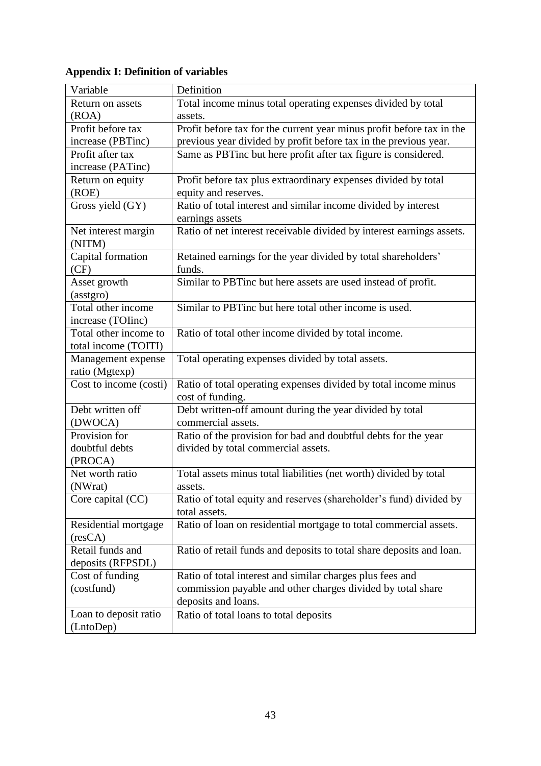**Appendix I: Definition of variables**

| Variable | Definition |
|---|---|
| Return on assets (ROA) | Total income minus total operating expenses divided by total assets. |
| Profit before tax increase (PBTinc) | Profit before tax for the current year minus profit before tax in the previous year divided by profit before tax in the previous year. |
| Profit after tax increase (PATinc) | Same as PBTinc but here profit after tax figure is considered. |
| Return on equity (ROE) | Profit before tax plus extraordinary expenses divided by total equity and reserves. |
| Gross yield (GY) | Ratio of total interest and similar income divided by interest earnings assets |
| Net interest margin (NITM) | Ratio of net interest receivable divided by interest earnings assets. |
| Capital formation (CF) | Retained earnings for the year divided by total shareholders' funds. |
| Asset growth (asstgro) | Similar to PBTinc but here assets are used instead of profit. |
| Total other income increase (TOIinc) | Similar to PBTinc but here total other income is used. |
| Total other income to total income (TOITI) | Ratio of total other income divided by total income. |
| Management expense ratio (Mgtexp) | Total operating expenses divided by total assets. |
| Cost to income (costi) | Ratio of total operating expenses divided by total income minus cost of funding. |
| Debt written off (DWOCA) | Debt written-off amount during the year divided by total commercial assets. |
| Provision for doubtful debts (PROCA) | Ratio of the provision for bad and doubtful debts for the year divided by total commercial assets. |
| Net worth ratio (NWrat) | Total assets minus total liabilities (net worth) divided by total assets. |
| Core capital (CC) | Ratio of total equity and reserves (shareholder's fund) divided by total assets. |
| Residential mortgage (resCA) | Ratio of loan on residential mortgage to total commercial assets. |
| Retail funds and deposits (RFPSDL) | Ratio of retail funds and deposits to total share deposits and loan. |
| Cost of funding (costfund) | Ratio of total interest and similar charges plus fees and commission payable and other charges divided by total share deposits and loans. |
| Loan to deposit ratio (LntoDep) | Ratio of total loans to total deposits |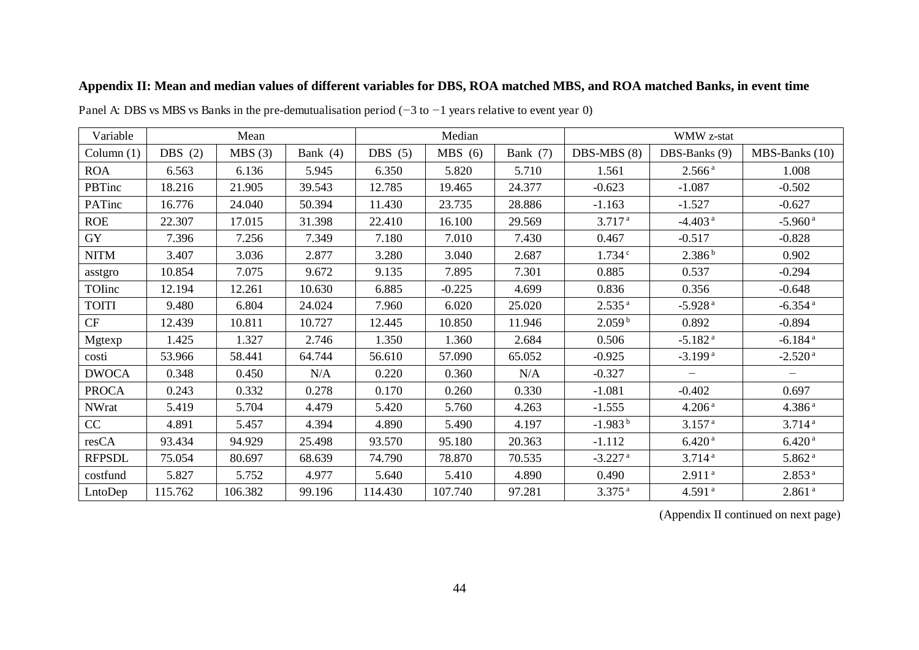**Appendix II: Mean and median values of different variables for DBS, ROA matched MBS, and ROA matched Banks, in event time**

Panel A: DBS vs MBS vs Banks in the pre-demutualisation period (−3 to −1 years relative to event year 0)

| Variable | Mean | | | Median | | | WMW z-stat | | |
|---|---|---|---|---|---|---|---|---|---|
| Column (1) | DBS (2) | MBS (3) | Bank (4) | DBS (5) | MBS (6) | Bank (7) | DBS-MBS (8) | DBS-Banks (9) | MBS-Banks (10) |
| ROA | 6.563 | 6.136 | 5.945 | 6.350 | 5.820 | 5.710 | 1.561 | 2.566[a] | 1.008 |
| PBTinc | 18.216 | 21.905 | 39.543 | 12.785 | 19.465 | 24.377 | -0.623 | -1.087 | -0.502 |
| PATinc | 16.776 | 24.040 | 50.394 | 11.430 | 23.735 | 28.886 | -1.163 | -1.527 | -0.627 |
| ROE | 22.307 | 17.015 | 31.398 | 22.410 | 16.100 | 29.569 | 3.717[a] | -4.403[a] | -5.960[a] |
| GY | 7.396 | 7.256 | 7.349 | 7.180 | 7.010 | 7.430 | 0.467 | -0.517 | -0.828 |
| NITM | 3.407 | 3.036 | 2.877 | 3.280 | 3.040 | 2.687 | 1.734[c] | 2.386[b] | 0.902 |
| asstgro | 10.854 | 7.075 | 9.672 | 9.135 | 7.895 | 7.301 | 0.885 | 0.537 | -0.294 |
| TOIinc | 12.194 | 12.261 | 10.630 | 6.885 | -0.225 | 4.699 | 0.836 | 0.356 | -0.648 |
| TOITI | 9.480 | 6.804 | 24.024 | 7.960 | 6.020 | 25.020 | 2.535[a] | -5.928[a] | -6.354[a] |
| CF | 12.439 | 10.811 | 10.727 | 12.445 | 10.850 | 11.946 | 2.059[b] | 0.892 | -0.894 |
| Mgtexp | 1.425 | 1.327 | 2.746 | 1.350 | 1.360 | 2.684 | 0.506 | -5.182[a] | -6.184[a] |
| costi | 53.966 | 58.441 | 64.744 | 56.610 | 57.090 | 65.052 | -0.925 | -3.199[a] | -2.520[a] |
| DWOCA | 0.348 | 0.450 | N/A | 0.220 | 0.360 | N/A | -0.327 | – | – |
| PROCA | 0.243 | 0.332 | 0.278 | 0.170 | 0.260 | 0.330 | -1.081 | -0.402 | 0.697 |
| NWrat | 5.419 | 5.704 | 4.479 | 5.420 | 5.760 | 4.263 | -1.555 | 4.206[a] | 4.386[a] |
| CC | 4.891 | 5.457 | 4.394 | 4.890 | 5.490 | 4.197 | -1.983[b] | 3.157[a] | 3.714[a] |
| resCA | 93.434 | 94.929 | 25.498 | 93.570 | 95.180 | 20.363 | -1.112 | 6.420[a] | 6.420[a] |
| RFPSDL | 75.054 | 80.697 | 68.639 | 74.790 | 78.870 | 70.535 | -3.227[a] | 3.714[a] | 5.862[a] |
| costfund | 5.827 | 5.752 | 4.977 | 5.640 | 5.410 | 4.890 | 0.490 | 2.911[a] | 2.853[a] |
| LntoDep | 115.762 | 106.382 | 99.196 | 114.430 | 107.740 | 97.281 | 3.375[a] | 4.591[a] | 2.861[a] |

(Appendix II continued on next page)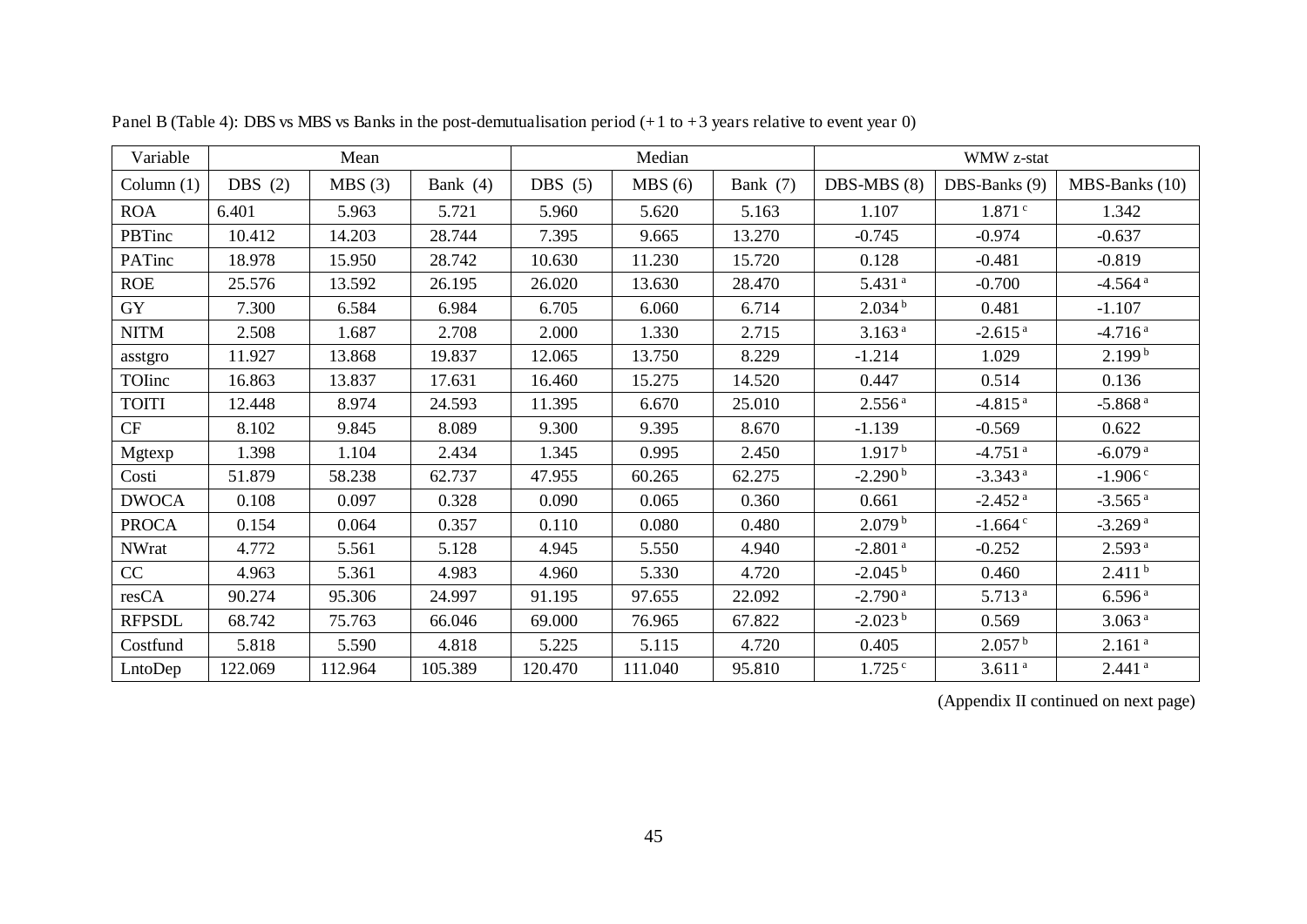Panel B (Table 4): DBS vs MBS vs Banks in the post-demutualisation period (+1 to +3 years relative to event year 0)

| Variable | Mean | | | Median | | | WMW z-stat | | |
|---|---|---|---|---|---|---|---|---|---|
| Column (1) | DBS (2) | MBS (3) | Bank (4) | DBS (5) | MBS (6) | Bank (7) | DBS-MBS (8) | DBS-Banks (9) | MBS-Banks (10) |
| ROA | 6.401 | 5.963 | 5.721 | 5.960 | 5.620 | 5.163 | 1.107 | 1.871 [c] | 1.342 |
| PBTinc | 10.412 | 14.203 | 28.744 | 7.395 | 9.665 | 13.270 | -0.745 | -0.974 | -0.637 |
| PATinc | 18.978 | 15.950 | 28.742 | 10.630 | 11.230 | 15.720 | 0.128 | -0.481 | -0.819 |
| ROE | 25.576 | 13.592 | 26.195 | 26.020 | 13.630 | 28.470 | 5.431 [a] | -0.700 | -4.564 [a] |
| GY | 7.300 | 6.584 | 6.984 | 6.705 | 6.060 | 6.714 | 2.034 [b] | 0.481 | -1.107 |
| NITM | 2.508 | 1.687 | 2.708 | 2.000 | 1.330 | 2.715 | 3.163 [a] | -2.615 [a] | -4.716 [a] |
| asstgro | 11.927 | 13.868 | 19.837 | 12.065 | 13.750 | 8.229 | -1.214 | 1.029 | 2.199 [b] |
| TOIinc | 16.863 | 13.837 | 17.631 | 16.460 | 15.275 | 14.520 | 0.447 | 0.514 | 0.136 |
| TOITI | 12.448 | 8.974 | 24.593 | 11.395 | 6.670 | 25.010 | 2.556 [a] | -4.815 [a] | -5.868 [a] |
| CF | 8.102 | 9.845 | 8.089 | 9.300 | 9.395 | 8.670 | -1.139 | -0.569 | 0.622 |
| Mgtexp | 1.398 | 1.104 | 2.434 | 1.345 | 0.995 | 2.450 | 1.917 [b] | -4.751 [a] | -6.079 [a] |
| Costi | 51.879 | 58.238 | 62.737 | 47.955 | 60.265 | 62.275 | -2.290 [b] | -3.343 [a] | -1.906 [c] |
| DWOCA | 0.108 | 0.097 | 0.328 | 0.090 | 0.065 | 0.360 | 0.661 | -2.452 [a] | -3.565 [a] |
| PROCA | 0.154 | 0.064 | 0.357 | 0.110 | 0.080 | 0.480 | 2.079 [b] | -1.664 [c] | -3.269 [a] |
| NWrat | 4.772 | 5.561 | 5.128 | 4.945 | 5.550 | 4.940 | -2.801 [a] | -0.252 | 2.593 [a] |
| CC | 4.963 | 5.361 | 4.983 | 4.960 | 5.330 | 4.720 | -2.045 [b] | 0.460 | 2.411 [b] |
| resCA | 90.274 | 95.306 | 24.997 | 91.195 | 97.655 | 22.092 | -2.790 [a] | 5.713 [a] | 6.596 [a] |
| RFPSDL | 68.742 | 75.763 | 66.046 | 69.000 | 76.965 | 67.822 | -2.023 [b] | 0.569 | 3.063 [a] |
| Costfund | 5.818 | 5.590 | 4.818 | 5.225 | 5.115 | 4.720 | 0.405 | 2.057 [b] | 2.161 [a] |
| LntoDep | 122.069 | 112.964 | 105.389 | 120.470 | 111.040 | 95.810 | 1.725 [c] | 3.611 [a] | 2.441 [a] |

(Appendix II continued on next page)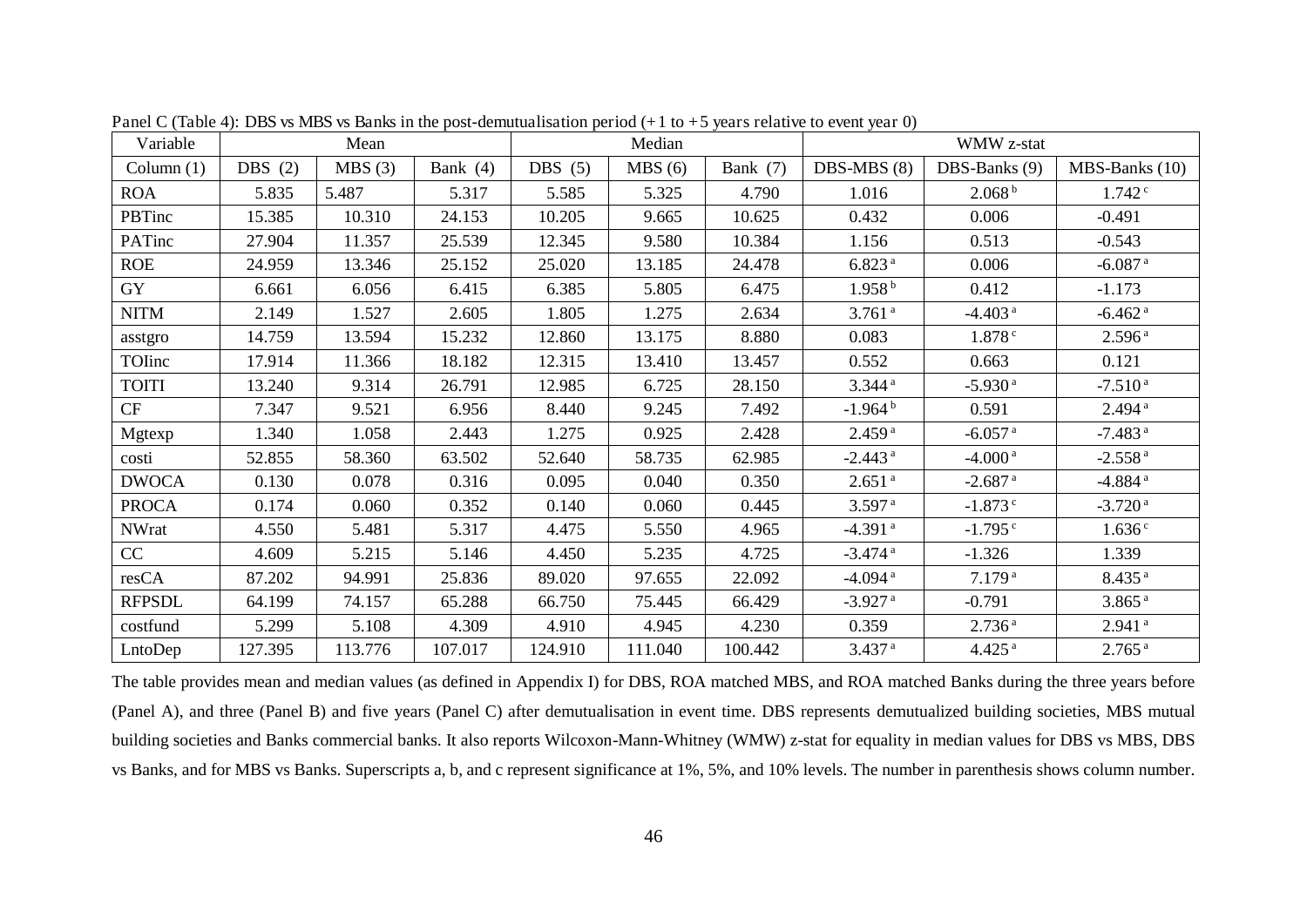Panel C (Table 4): DBS vs MBS vs Banks in the post-demutualisation period (+1 to +5 years relative to event year 0)

| Variable | Mean | | | Median | | | WMW z-stat | | |
|---|---|---|---|---|---|---|---|---|---|
| Column (1) | DBS (2) | MBS (3) | Bank (4) | DBS (5) | MBS (6) | Bank (7) | DBS-MBS (8) | DBS-Banks (9) | MBS-Banks (10) |
| ROA | 5.835 | 5.487 | 5.317 | 5.585 | 5.325 | 4.790 | 1.016 | 2.068 [b] | 1.742 [c] |
| PBTinc | 15.385 | 10.310 | 24.153 | 10.205 | 9.665 | 10.625 | 0.432 | 0.006 | -0.491 |
| PATinc | 27.904 | 11.357 | 25.539 | 12.345 | 9.580 | 10.384 | 1.156 | 0.513 | -0.543 |
| ROE | 24.959 | 13.346 | 25.152 | 25.020 | 13.185 | 24.478 | 6.823 [a] | 0.006 | -6.087 [a] |
| GY | 6.661 | 6.056 | 6.415 | 6.385 | 5.805 | 6.475 | 1.958 [b] | 0.412 | -1.173 |
| NITM | 2.149 | 1.527 | 2.605 | 1.805 | 1.275 | 2.634 | 3.761 [a] | -4.403 [a] | -6.462 [a] |
| asstgro | 14.759 | 13.594 | 15.232 | 12.860 | 13.175 | 8.880 | 0.083 | 1.878 [c] | 2.596 [a] |
| TOIinc | 17.914 | 11.366 | 18.182 | 12.315 | 13.410 | 13.457 | 0.552 | 0.663 | 0.121 |
| TOITI | 13.240 | 9.314 | 26.791 | 12.985 | 6.725 | 28.150 | 3.344 [a] | -5.930 [a] | -7.510 [a] |
| CF | 7.347 | 9.521 | 6.956 | 8.440 | 9.245 | 7.492 | -1.964 [b] | 0.591 | 2.494 [a] |
| Mgtexp | 1.340 | 1.058 | 2.443 | 1.275 | 0.925 | 2.428 | 2.459 [a] | -6.057 [a] | -7.483 [a] |
| costi | 52.855 | 58.360 | 63.502 | 52.640 | 58.735 | 62.985 | -2.443 [a] | -4.000 [a] | -2.558 [a] |
| DWOCA | 0.130 | 0.078 | 0.316 | 0.095 | 0.040 | 0.350 | 2.651 [a] | -2.687 [a] | -4.884 [a] |
| PROCA | 0.174 | 0.060 | 0.352 | 0.140 | 0.060 | 0.445 | 3.597 [a] | -1.873 [c] | -3.720 [a] |
| NWrat | 4.550 | 5.481 | 5.317 | 4.475 | 5.550 | 4.965 | -4.391 [a] | -1.795 [c] | 1.636 [c] |
| CC | 4.609 | 5.215 | 5.146 | 4.450 | 5.235 | 4.725 | -3.474 [a] | -1.326 | 1.339 |
| resCA | 87.202 | 94.991 | 25.836 | 89.020 | 97.655 | 22.092 | -4.094 [a] | 7.179 [a] | 8.435 [a] |
| RFPSDL | 64.199 | 74.157 | 65.288 | 66.750 | 75.445 | 66.429 | -3.927 [a] | -0.791 | 3.865 [a] |
| costfund | 5.299 | 5.108 | 4.309 | 4.910 | 4.945 | 4.230 | 0.359 | 2.736 [a] | 2.941 [a] |
| LntoDep | 127.395 | 113.776 | 107.017 | 124.910 | 111.040 | 100.442 | 3.437 [a] | 4.425 [a] | 2.765 [a] |

The table provides mean and median values (as defined in Appendix I) for DBS, ROA matched MBS, and ROA matched Banks during the three years before (Panel A), and three (Panel B) and five years (Panel C) after demutualisation in event time. DBS represents demutualized building societies, MBS mutual building societies and Banks commercial banks. It also reports Wilcoxon-Mann-Whitney (WMW) z-stat for equality in median values for DBS vs MBS, DBS vs Banks, and for MBS vs Banks. Superscripts a, b, and c represent significance at 1%, 5%, and 10% levels. The number in parenthesis shows column number.